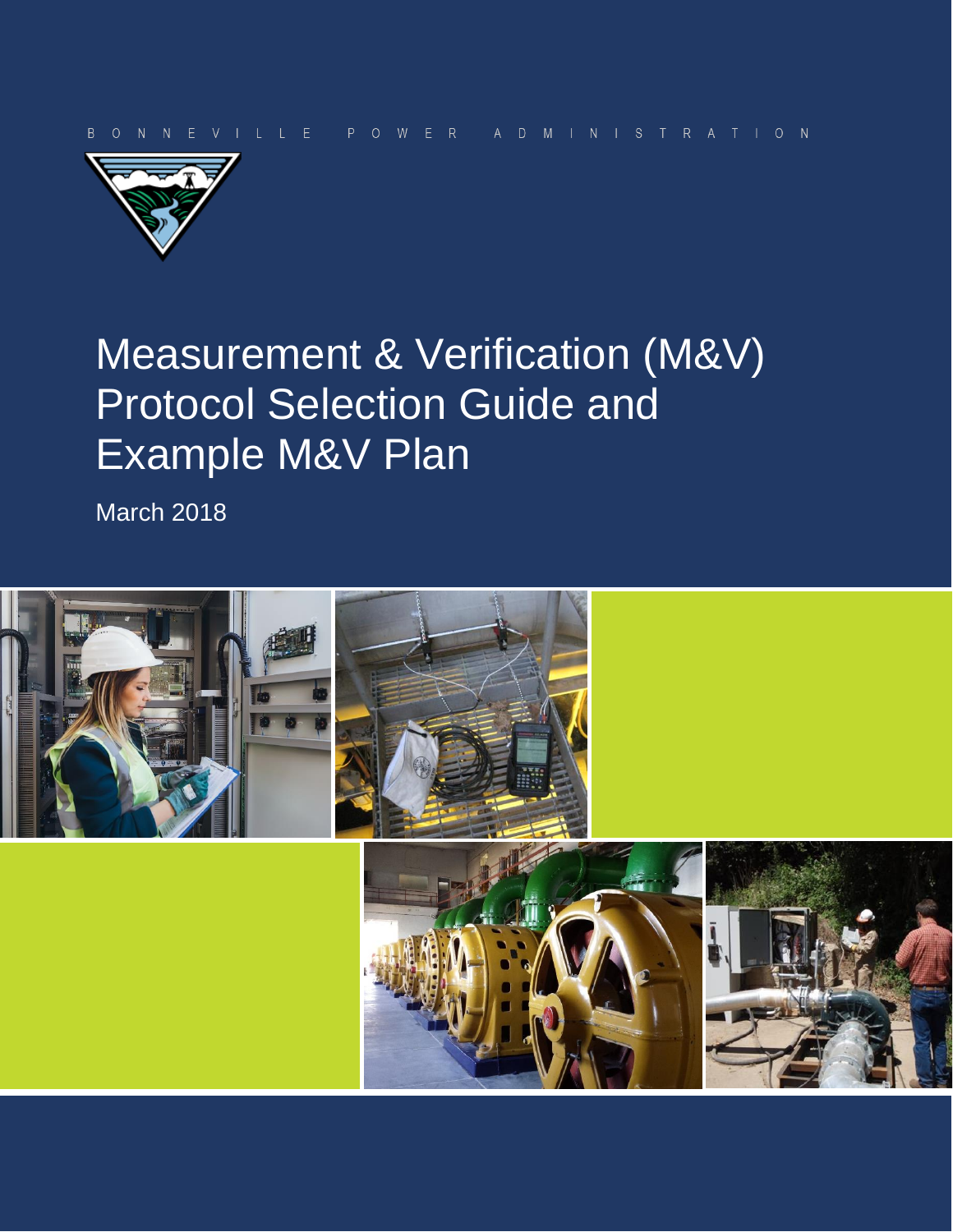BONNEVILLE POWER ADMINISTRATION

# Measurement & Verification (M&V) Protocol Selection Guide and Example M&V Plan

March 2018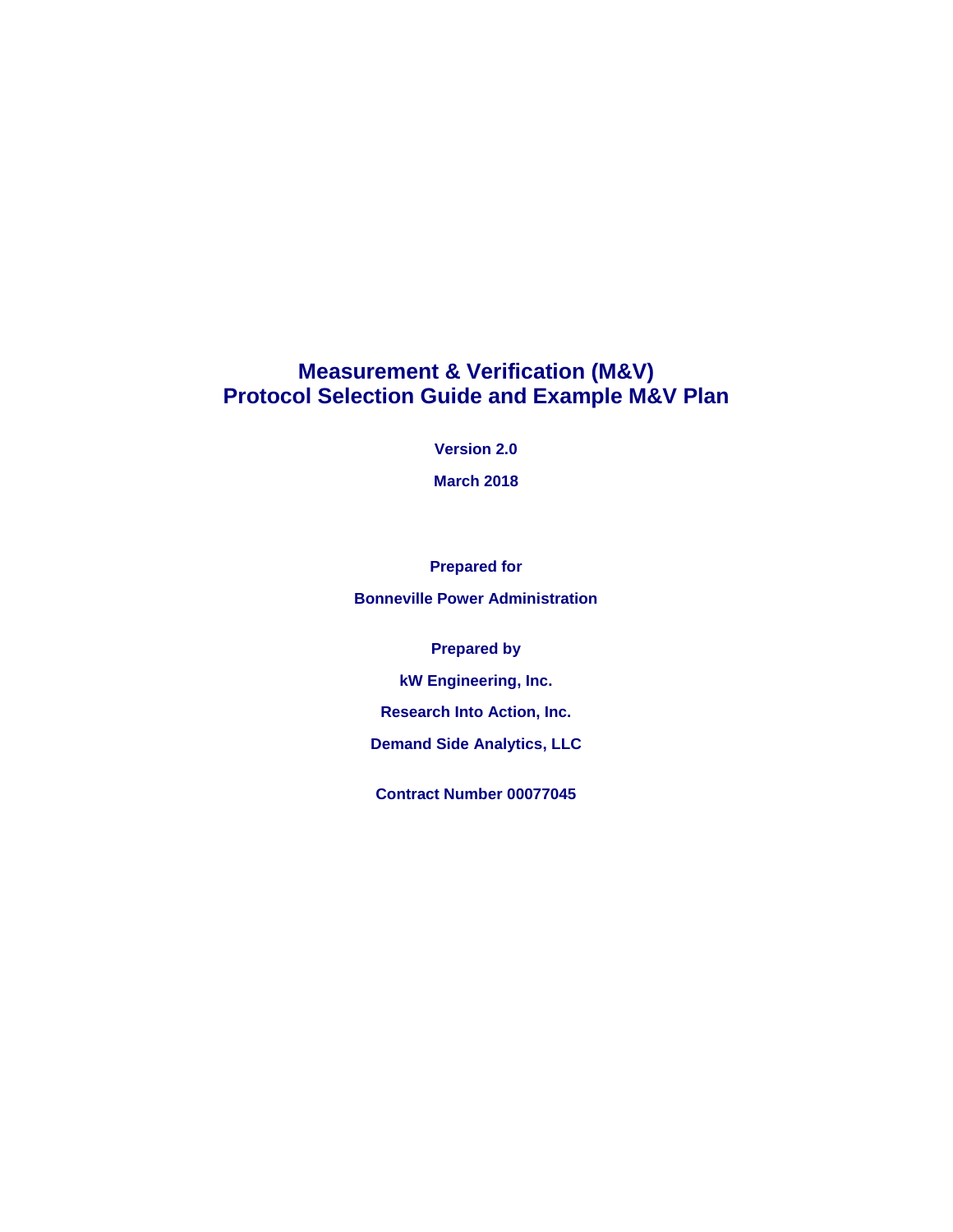# Measurement & Verification (M&V) Protocol Selection Guide and Example M&V Plan

**Version 2.0**

**March 2018**

**Prepared for**

**Bonneville Power Administration**

**Prepared by**

**kW Engineering, Inc.**

**Research Into Action, Inc.**

**Demand Side Analytics, LLC**

**Contract Number 00077045**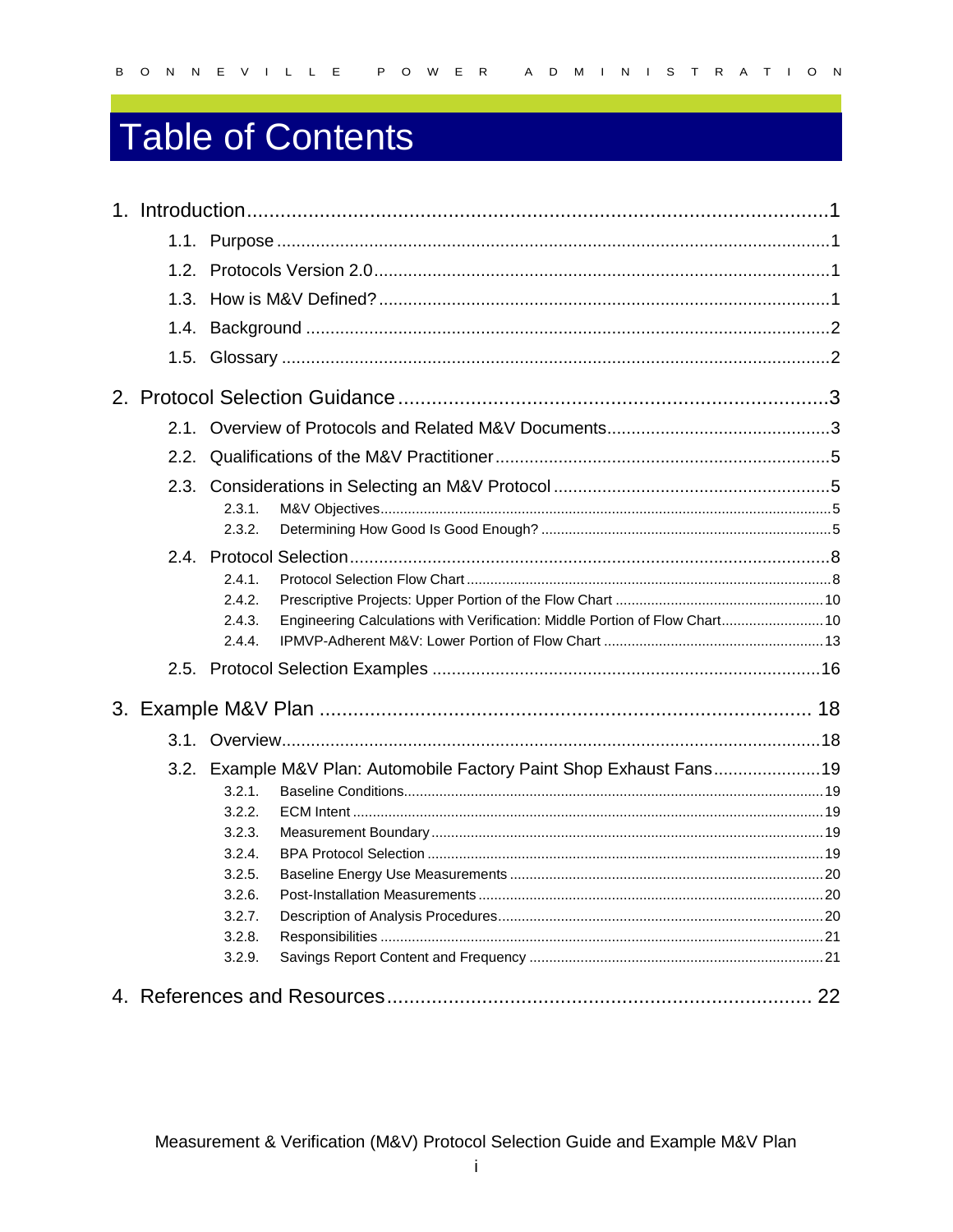# Table of Contents

1. Introduction ........................................................................................................ 1
    - 1.1. Purpose ................................................................................................ 1
    - 1.2. Protocols Version 2.0 ............................................................................ 1
    - 1.3. How is M&V Defined? ............................................................................ 1
    - 1.4. Background ........................................................................................... 2
    - 1.5. Glossary ................................................................................................ 2
2. Protocol Selection Guidance ............................................................................. 3
    - 2.1. Overview of Protocols and Related M&V Documents ............................... 3
    - 2.2. Qualifications of the M&V Practitioner .................................................... 5
    - 2.3. Considerations in Selecting an M&V Protocol ......................................... 5
        - 2.3.1. M&V Objectives ............................................................................... 5
        - 2.3.2. Determining How Good Is Good Enough? ......................................... 5
    - 2.4. Protocol Selection ................................................................................... 8
        - 2.4.1. Protocol Selection Flow Chart ........................................................... 8
        - 2.4.2. Prescriptive Projects: Upper Portion of the Flow Chart ..................... 10
        - 2.4.3. Engineering Calculations with Verification: Middle Portion of Flow Chart ..... 10
        - 2.4.4. IPMVP-Adherent M&V: Lower Portion of Flow Chart ......................... 13
    - 2.5. Protocol Selection Examples ................................................................. 16
3. Example M&V Plan ........................................................................................... 18
    - 3.1. Overview ............................................................................................... 18
    - 3.2. Example M&V Plan: Automobile Factory Paint Shop Exhaust Fans ........ 19
        - 3.2.1. Baseline Conditions ......................................................................... 19
        - 3.2.2. ECM Intent ..................................................................................... 19
        - 3.2.3. Measurement Boundary .................................................................. 19
        - 3.2.4. BPA Protocol Selection ................................................................... 19
        - 3.2.5. Baseline Energy Use Measurements ................................................ 20
        - 3.2.6. Post-Installation Measurements ....................................................... 20
        - 3.2.7. Description of Analysis Procedures .................................................. 20
        - 3.2.8. Responsibilities ............................................................................... 21
        - 3.2.9. Savings Report Content and Frequency ........................................... 21
4. References and Resources ............................................................................... 22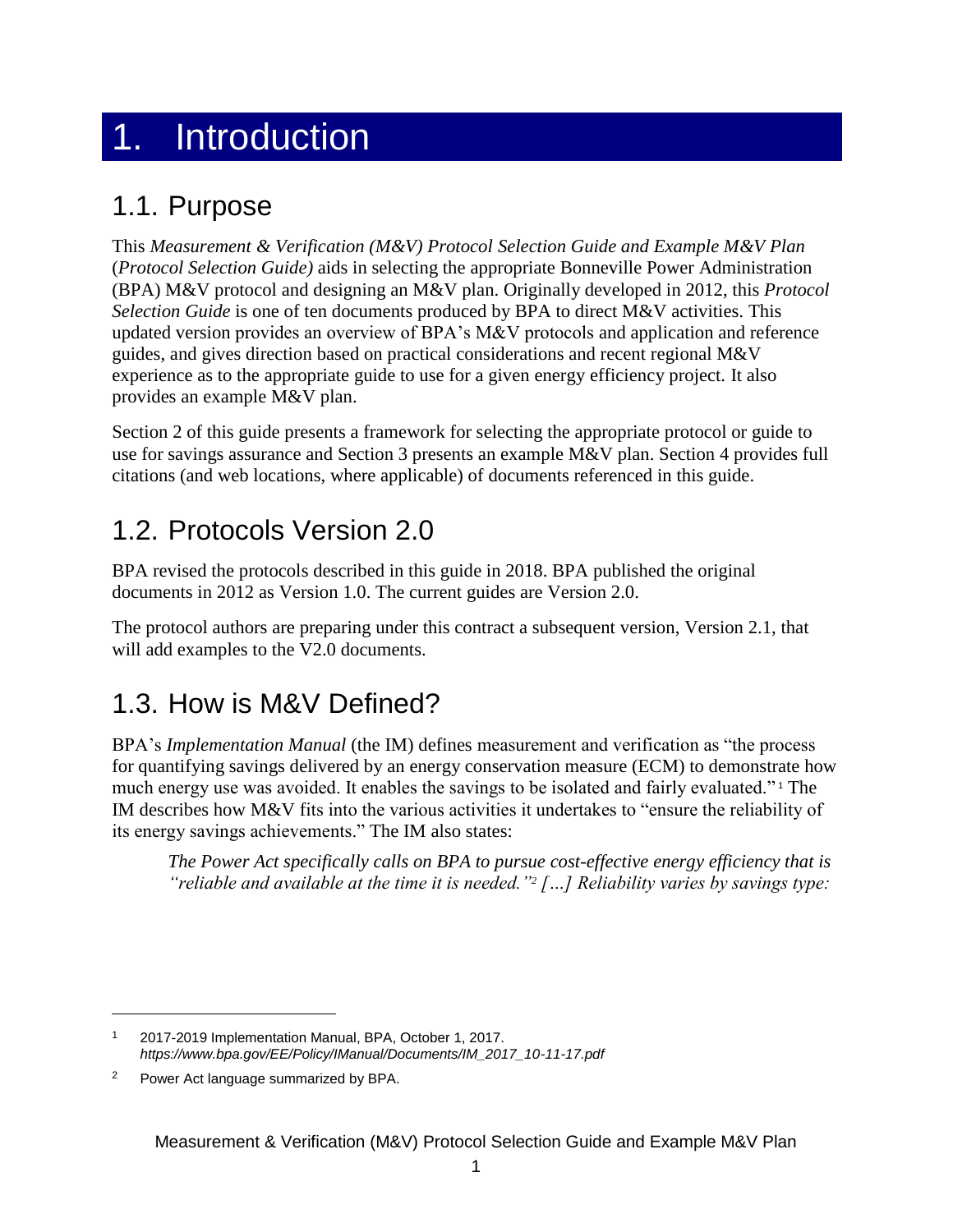# 1. Introduction

## 1.1. Purpose

This *Measurement & Verification (M&V) Protocol Selection Guide and Example M&V Plan* (*Protocol Selection Guide)* aids in selecting the appropriate Bonneville Power Administration (BPA) M&V protocol and designing an M&V plan. Originally developed in 2012, this *Protocol Selection Guide* is one of ten documents produced by BPA to direct M&V activities. This updated version provides an overview of BPA's M&V protocols and application and reference guides, and gives direction based on practical considerations and recent regional M&V experience as to the appropriate guide to use for a given energy efficiency project. It also provides an example M&V plan.

Section 2 of this guide presents a framework for selecting the appropriate protocol or guide to use for savings assurance and Section 3 presents an example M&V plan. Section 4 provides full citations (and web locations, where applicable) of documents referenced in this guide.

## 1.2. Protocols Version 2.0

BPA revised the protocols described in this guide in 2018. BPA published the original documents in 2012 as Version 1.0. The current guides are Version 2.0.

The protocol authors are preparing under this contract a subsequent version, Version 2.1, that will add examples to the V2.0 documents.

## 1.3. How is M&V Defined?

BPA's *Implementation Manual* (the IM) defines measurement and verification as "the process for quantifying savings delivered by an energy conservation measure (ECM) to demonstrate how much energy use was avoided. It enables the savings to be isolated and fairly evaluated."[1] The IM describes how M&V fits into the various activities it undertakes to "ensure the reliability of its energy savings achievements." The IM also states:

> *The Power Act specifically calls on BPA to pursue cost-effective energy efficiency that is "reliable and available at the time it is needed."[2] […] Reliability varies by savings type:*

---

[1] 2017-2019 Implementation Manual, BPA, October 1, 2017. *https://www.bpa.gov/EE/Policy/IManual/Documents/IM_2017_10-11-17.pdf*

[2] Power Act language summarized by BPA.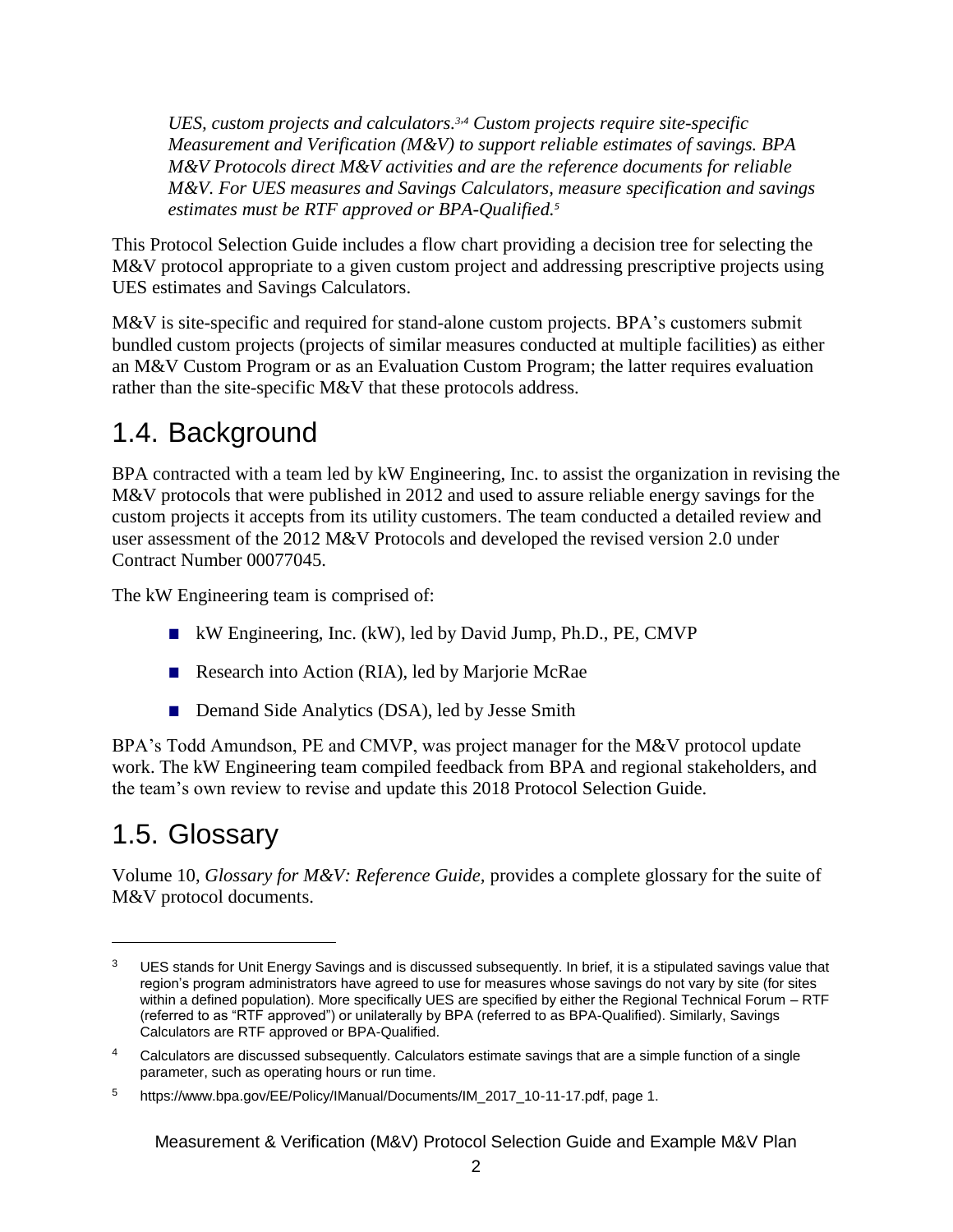*UES, custom projects and calculators.[3,4] Custom projects require site-specific Measurement and Verification (M&V) to support reliable estimates of savings. BPA M&V Protocols direct M&V activities and are the reference documents for reliable M&V. For UES measures and Savings Calculators, measure specification and savings estimates must be RTF approved or BPA-Qualified.[5]*

This Protocol Selection Guide includes a flow chart providing a decision tree for selecting the M&V protocol appropriate to a given custom project and addressing prescriptive projects using UES estimates and Savings Calculators.

M&V is site-specific and required for stand-alone custom projects. BPA's customers submit bundled custom projects (projects of similar measures conducted at multiple facilities) as either an M&V Custom Program or as an Evaluation Custom Program; the latter requires evaluation rather than the site-specific M&V that these protocols address.

## 1.4. Background

BPA contracted with a team led by kW Engineering, Inc. to assist the organization in revising the M&V protocols that were published in 2012 and used to assure reliable energy savings for the custom projects it accepts from its utility customers. The team conducted a detailed review and user assessment of the 2012 M&V Protocols and developed the revised version 2.0 under Contract Number 00077045.

The kW Engineering team is comprised of:

- kW Engineering, Inc. (kW), led by David Jump, Ph.D., PE, CMVP
- Research into Action (RIA), led by Marjorie McRae
- Demand Side Analytics (DSA), led by Jesse Smith

BPA's Todd Amundson, PE and CMVP, was project manager for the M&V protocol update work. The kW Engineering team compiled feedback from BPA and regional stakeholders, and the team's own review to revise and update this 2018 Protocol Selection Guide.

## 1.5. Glossary

Volume 10, *Glossary for M&V: Reference Guide*, provides a complete glossary for the suite of M&V protocol documents.

---

[3] UES stands for Unit Energy Savings and is discussed subsequently. In brief, it is a stipulated savings value that region's program administrators have agreed to use for measures whose savings do not vary by site (for sites within a defined population). More specifically UES are specified by either the Regional Technical Forum – RTF (referred to as "RTF approved") or unilaterally by BPA (referred to as BPA-Qualified). Similarly, Savings Calculators are RTF approved or BPA-Qualified.

[4] Calculators are discussed subsequently. Calculators estimate savings that are a simple function of a single parameter, such as operating hours or run time.

[5] https://www.bpa.gov/EE/Policy/IManual/Documents/IM_2017_10-11-17.pdf, page 1.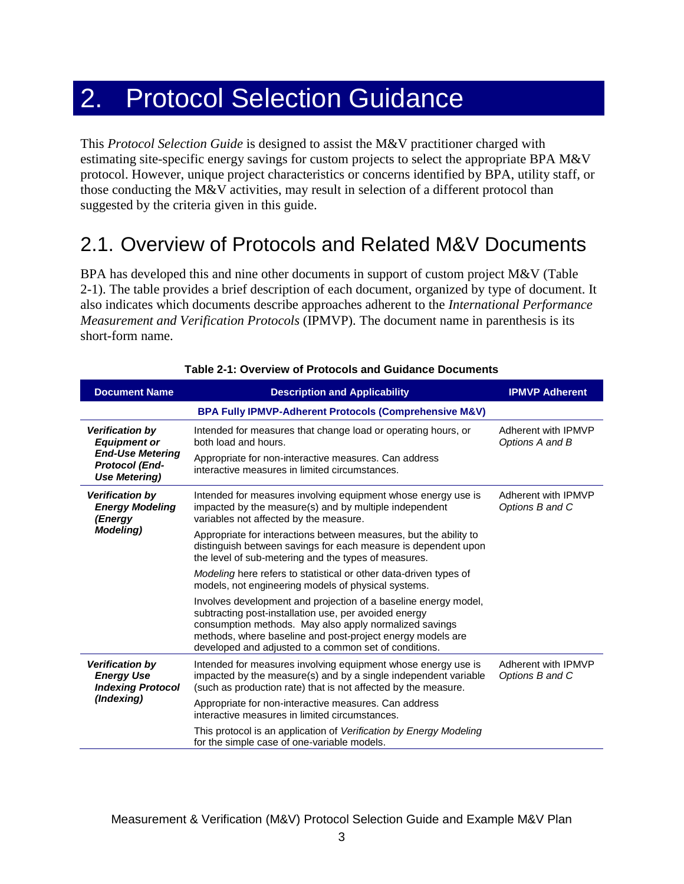# 2. Protocol Selection Guidance

This *Protocol Selection Guide* is designed to assist the M&V practitioner charged with estimating site-specific energy savings for custom projects to select the appropriate BPA M&V protocol. However, unique project characteristics or concerns identified by BPA, utility staff, or those conducting the M&V activities, may result in selection of a different protocol than suggested by the criteria given in this guide.

## 2.1. Overview of Protocols and Related M&V Documents

BPA has developed this and nine other documents in support of custom project M&V (Table 2-1). The table provides a brief description of each document, organized by type of document. It also indicates which documents describe approaches adherent to the *International Performance Measurement and Verification Protocols* (IPMVP). The document name in parenthesis is its short-form name.

**Table 2-1: Overview of Protocols and Guidance Documents**

| Document Name | Description and Applicability | IPMVP Adherent |
|---|---|---|
| | **BPA Fully IPMVP-Adherent Protocols (Comprehensive M&V)** | |
| ***Verification by Equipment or End-Use Metering Protocol (End-Use Metering)*** | Intended for measures that change load or operating hours, or both load and hours.<br><br>Appropriate for non-interactive measures. Can address interactive measures in limited circumstances. | Adherent with IPMVP *Options A and B* |
| ***Verification by Energy Modeling (Energy Modeling)*** | Intended for measures involving equipment whose energy use is impacted by the measure(s) and by multiple independent variables not affected by the measure.<br><br>Appropriate for interactions between measures, but the ability to distinguish between savings for each measure is dependent upon the level of sub-metering and the types of measures.<br><br>*Modeling* here refers to statistical or other data-driven types of models, not engineering models of physical systems.<br><br>Involves development and projection of a baseline energy model, subtracting post-installation use, per avoided energy consumption methods. May also apply normalized savings methods, where baseline and post-project energy models are developed and adjusted to a common set of conditions. | Adherent with IPMVP *Options B and C* |
| ***Verification by Energy Use Indexing Protocol (Indexing)*** | Intended for measures involving equipment whose energy use is impacted by the measure(s) and by a single independent variable (such as production rate) that is not affected by the measure.<br><br>Appropriate for non-interactive measures. Can address interactive measures in limited circumstances.<br><br>This protocol is an application of *Verification by Energy Modeling* for the simple case of one-variable models. | Adherent with IPMVP *Options B and C* |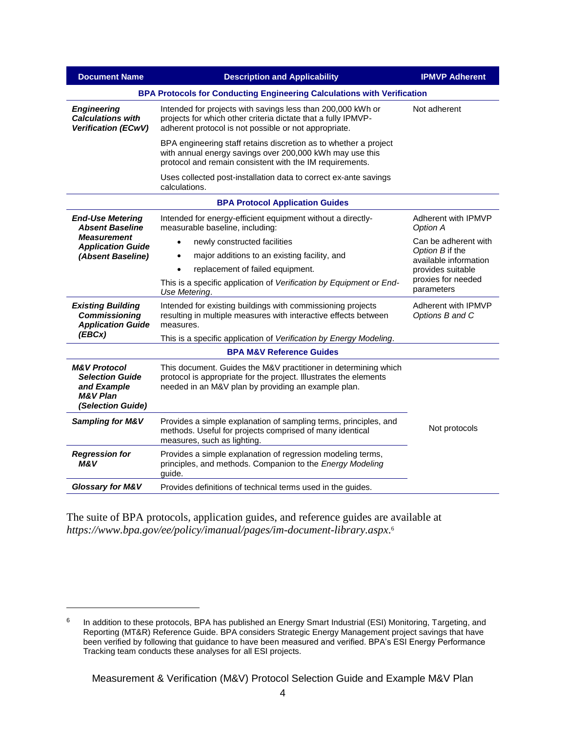| Document Name | Description and Applicability | IPMVP Adherent |
|---|---|---|
| **BPA Protocols for Conducting Engineering Calculations with Verification** | | |
| ***Engineering Calculations with Verification (ECwV)*** | Intended for projects with savings less than 200,000 kWh or projects for which other criteria dictate that a fully IPMVP-adherent protocol is not possible or not appropriate.<br><br>BPA engineering staff retains discretion as to whether a project with annual energy savings over 200,000 kWh may use this protocol and remain consistent with the IM requirements.<br><br>Uses collected post-installation data to correct ex-ante savings calculations. | Not adherent |
| **BPA Protocol Application Guides** | | |
| ***End-Use Metering Absent Baseline Measurement Application Guide (Absent Baseline)*** | Intended for energy-efficient equipment without a directly-measurable baseline, including:<br>• newly constructed facilities<br>• major additions to an existing facility, and<br>• replacement of failed equipment.<br><br>This is a specific application of *Verification by Equipment or End-Use Metering*. | Adherent with IPMVP *Option A*<br><br>Can be adherent with *Option B* if the available information provides suitable proxies for needed parameters |
| ***Existing Building Commissioning Application Guide (EBCx)*** | Intended for existing buildings with commissioning projects resulting in multiple measures with interactive effects between measures.<br><br>This is a specific application of *Verification by Energy Modeling*. | Adherent with IPMVP *Options B and C* |
| **BPA M&V Reference Guides** | | |
| ***M&V Protocol Selection Guide and Example M&V Plan (Selection Guide)*** | This document. Guides the M&V practitioner in determining which protocol is appropriate for the project. Illustrates the elements needed in an M&V plan by providing an example plan. | Not protocols |
| ***Sampling for M&V*** | Provides a simple explanation of sampling terms, principles, and methods. Useful for projects comprised of many identical measures, such as lighting. | |
| ***Regression for M&V*** | Provides a simple explanation of regression modeling terms, principles, and methods. Companion to the *Energy Modeling* guide. | |
| ***Glossary for M&V*** | Provides definitions of technical terms used in the guides. | |

The suite of BPA protocols, application guides, and reference guides are available at *https://www.bpa.gov/ee/policy/imanual/pages/im-document-library.aspx*.[6]

[6] In addition to these protocols, BPA has published an Energy Smart Industrial (ESI) Monitoring, Targeting, and Reporting (MT&R) Reference Guide. BPA considers Strategic Energy Management project savings that have been verified by following that guidance to have been measured and verified. BPA's ESI Energy Performance Tracking team conducts these analyses for all ESI projects.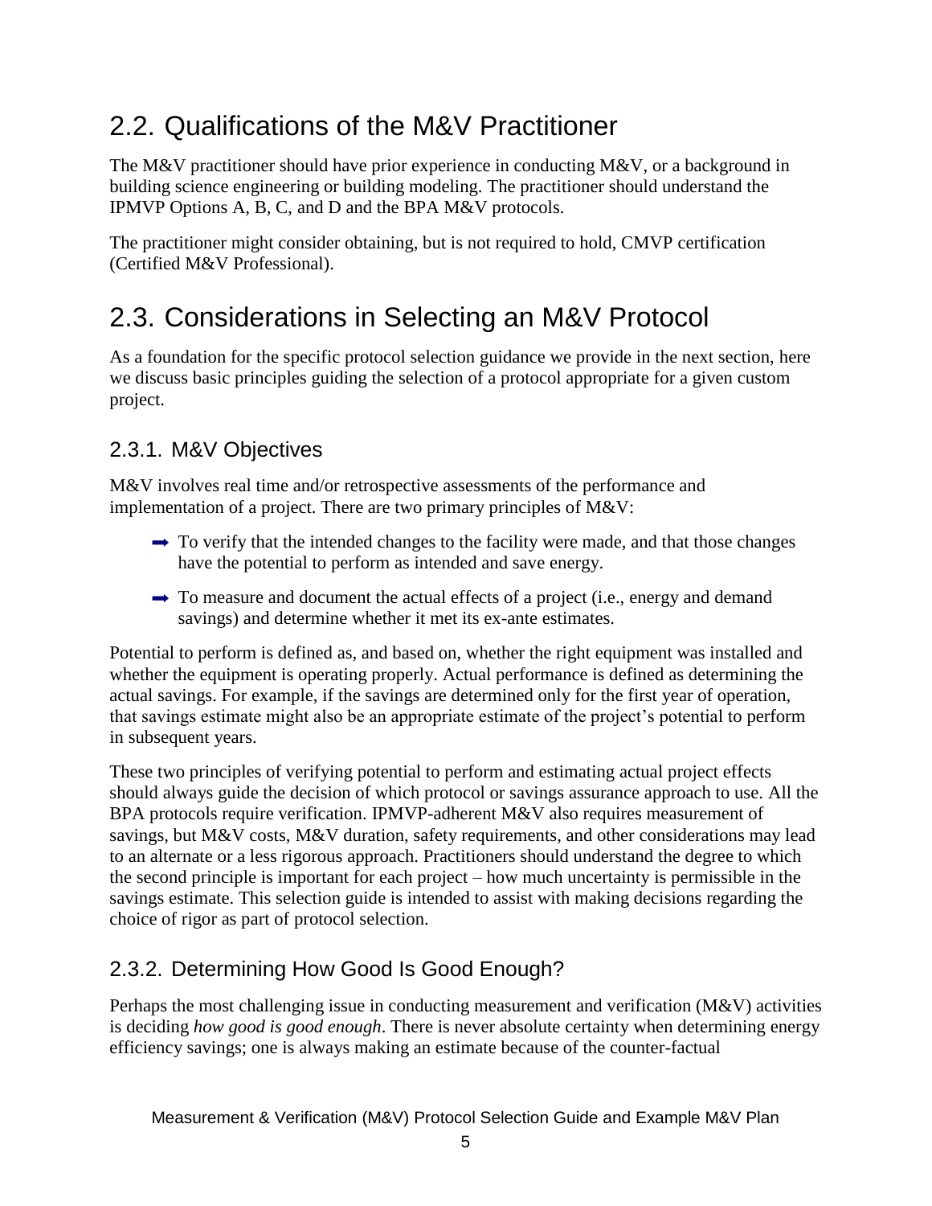## 2.2. Qualifications of the M&V Practitioner

The M&V practitioner should have prior experience in conducting M&V, or a background in building science engineering or building modeling. The practitioner should understand the IPMVP Options A, B, C, and D and the BPA M&V protocols.

The practitioner might consider obtaining, but is not required to hold, CMVP certification (Certified M&V Professional).

## 2.3. Considerations in Selecting an M&V Protocol

As a foundation for the specific protocol selection guidance we provide in the next section, here we discuss basic principles guiding the selection of a protocol appropriate for a given custom project.

### 2.3.1. M&V Objectives

M&V involves real time and/or retrospective assessments of the performance and implementation of a project. There are two primary principles of M&V:

- To verify that the intended changes to the facility were made, and that those changes have the potential to perform as intended and save energy.
- To measure and document the actual effects of a project (i.e., energy and demand savings) and determine whether it met its ex-ante estimates.

Potential to perform is defined as, and based on, whether the right equipment was installed and whether the equipment is operating properly. Actual performance is defined as determining the actual savings. For example, if the savings are determined only for the first year of operation, that savings estimate might also be an appropriate estimate of the project's potential to perform in subsequent years.

These two principles of verifying potential to perform and estimating actual project effects should always guide the decision of which protocol or savings assurance approach to use. All the BPA protocols require verification. IPMVP-adherent M&V also requires measurement of savings, but M&V costs, M&V duration, safety requirements, and other considerations may lead to an alternate or a less rigorous approach. Practitioners should understand the degree to which the second principle is important for each project – how much uncertainty is permissible in the savings estimate. This selection guide is intended to assist with making decisions regarding the choice of rigor as part of protocol selection.

### 2.3.2. Determining How Good Is Good Enough?

Perhaps the most challenging issue in conducting measurement and verification (M&V) activities is deciding *how good is good enough*. There is never absolute certainty when determining energy efficiency savings; one is always making an estimate because of the counter-factual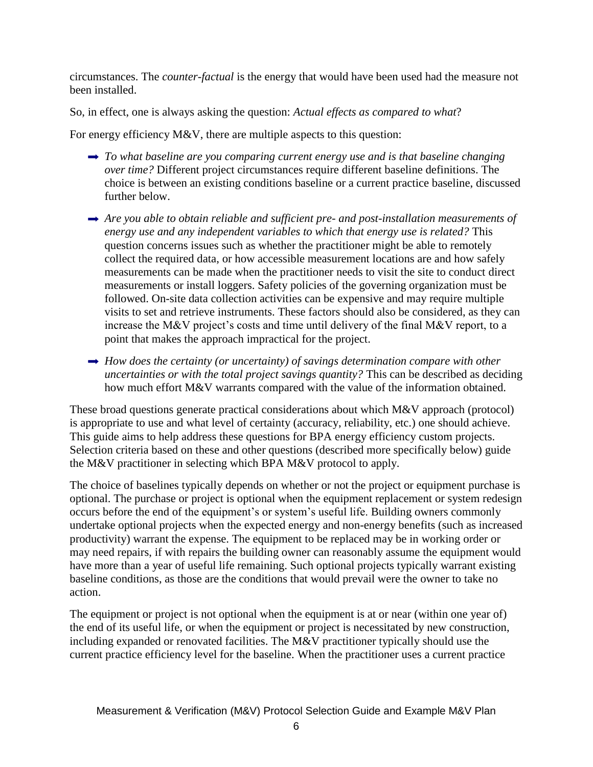circumstances. The *counter-factual* is the energy that would have been used had the measure not been installed.

So, in effect, one is always asking the question: *Actual effects as compared to what*?

For energy efficiency M&V, there are multiple aspects to this question:

- *To what baseline are you comparing current energy use and is that baseline changing over time?* Different project circumstances require different baseline definitions. The choice is between an existing conditions baseline or a current practice baseline, discussed further below.
- *Are you able to obtain reliable and sufficient pre- and post-installation measurements of energy use and any independent variables to which that energy use is related?* This question concerns issues such as whether the practitioner might be able to remotely collect the required data, or how accessible measurement locations are and how safely measurements can be made when the practitioner needs to visit the site to conduct direct measurements or install loggers. Safety policies of the governing organization must be followed. On-site data collection activities can be expensive and may require multiple visits to set and retrieve instruments. These factors should also be considered, as they can increase the M&V project's costs and time until delivery of the final M&V report, to a point that makes the approach impractical for the project.
- *How does the certainty (or uncertainty) of savings determination compare with other uncertainties or with the total project savings quantity?* This can be described as deciding how much effort M&V warrants compared with the value of the information obtained.

These broad questions generate practical considerations about which M&V approach (protocol) is appropriate to use and what level of certainty (accuracy, reliability, etc.) one should achieve. This guide aims to help address these questions for BPA energy efficiency custom projects. Selection criteria based on these and other questions (described more specifically below) guide the M&V practitioner in selecting which BPA M&V protocol to apply.

The choice of baselines typically depends on whether or not the project or equipment purchase is optional. The purchase or project is optional when the equipment replacement or system redesign occurs before the end of the equipment's or system's useful life. Building owners commonly undertake optional projects when the expected energy and non-energy benefits (such as increased productivity) warrant the expense. The equipment to be replaced may be in working order or may need repairs, if with repairs the building owner can reasonably assume the equipment would have more than a year of useful life remaining. Such optional projects typically warrant existing baseline conditions, as those are the conditions that would prevail were the owner to take no action.

The equipment or project is not optional when the equipment is at or near (within one year of) the end of its useful life, or when the equipment or project is necessitated by new construction, including expanded or renovated facilities. The M&V practitioner typically should use the current practice efficiency level for the baseline. When the practitioner uses a current practice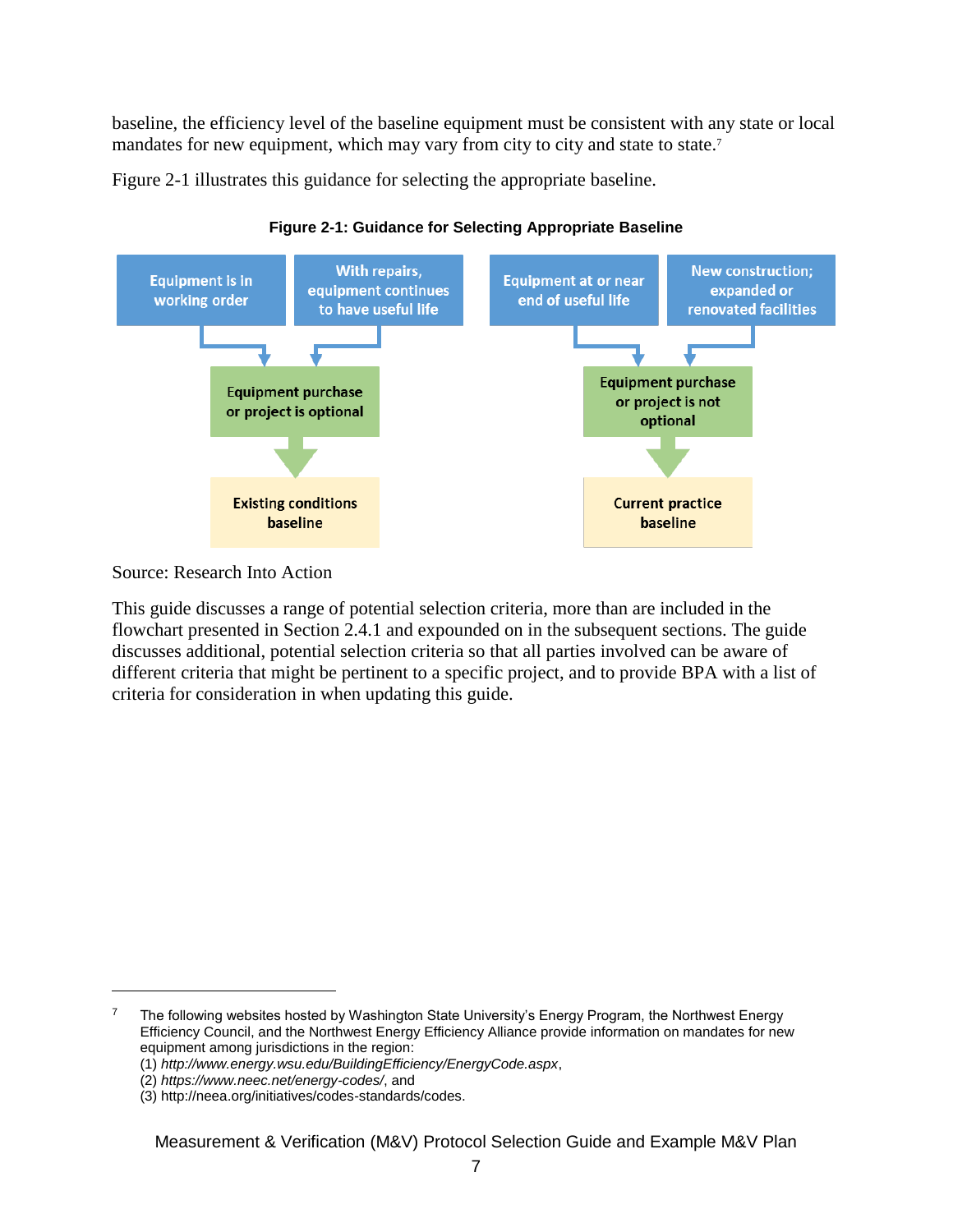baseline, the efficiency level of the baseline equipment must be consistent with any state or local mandates for new equipment, which may vary from city to city and state to state.[7]

Figure 2-1 illustrates this guidance for selecting the appropriate baseline.

**Figure 2-1: Guidance for Selecting Appropriate Baseline**

Equipment is in working order

With repairs, equipment continues to have useful life

Equipment purchase or project is optional

Existing conditions baseline

Equipment at or near end of useful life

New construction; expanded or renovated facilities

Equipment purchase or project is not optional

Current practice baseline

Source: Research Into Action

This guide discusses a range of potential selection criteria, more than are included in the flowchart presented in Section 2.4.1 and expounded on in the subsequent sections. The guide discusses additional, potential selection criteria so that all parties involved can be aware of different criteria that might be pertinent to a specific project, and to provide BPA with a list of criteria for consideration in when updating this guide.

---

[7] The following websites hosted by Washington State University's Energy Program, the Northwest Energy Efficiency Council, and the Northwest Energy Efficiency Alliance provide information on mandates for new equipment among jurisdictions in the region:
(1) *http://www.energy.wsu.edu/BuildingEfficiency/EnergyCode.aspx*,
(2) *https://www.neec.net/energy-codes/*, and
(3) http://neea.org/initiatives/codes-standards/codes.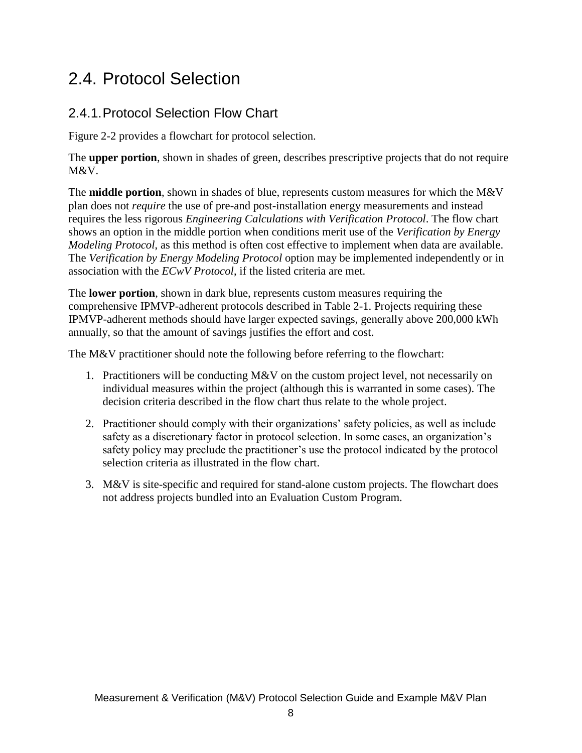## 2.4. Protocol Selection

### 2.4.1. Protocol Selection Flow Chart

Figure 2-2 provides a flowchart for protocol selection.

The **upper portion**, shown in shades of green, describes prescriptive projects that do not require M&V.

The **middle portion**, shown in shades of blue, represents custom measures for which the M&V plan does not *require* the use of pre-and post-installation energy measurements and instead requires the less rigorous *Engineering Calculations with Verification Protocol*. The flow chart shows an option in the middle portion when conditions merit use of the *Verification by Energy Modeling Protocol*, as this method is often cost effective to implement when data are available. The *Verification by Energy Modeling Protocol* option may be implemented independently or in association with the *ECwV Protocol*, if the listed criteria are met.

The **lower portion**, shown in dark blue, represents custom measures requiring the comprehensive IPMVP-adherent protocols described in Table 2-1. Projects requiring these IPMVP-adherent methods should have larger expected savings, generally above 200,000 kWh annually, so that the amount of savings justifies the effort and cost.

The M&V practitioner should note the following before referring to the flowchart:

1. Practitioners will be conducting M&V on the custom project level, not necessarily on individual measures within the project (although this is warranted in some cases). The decision criteria described in the flow chart thus relate to the whole project.

2. Practitioner should comply with their organizations' safety policies, as well as include safety as a discretionary factor in protocol selection. In some cases, an organization's safety policy may preclude the practitioner's use the protocol indicated by the protocol selection criteria as illustrated in the flow chart.

3. M&V is site-specific and required for stand-alone custom projects. The flowchart does not address projects bundled into an Evaluation Custom Program.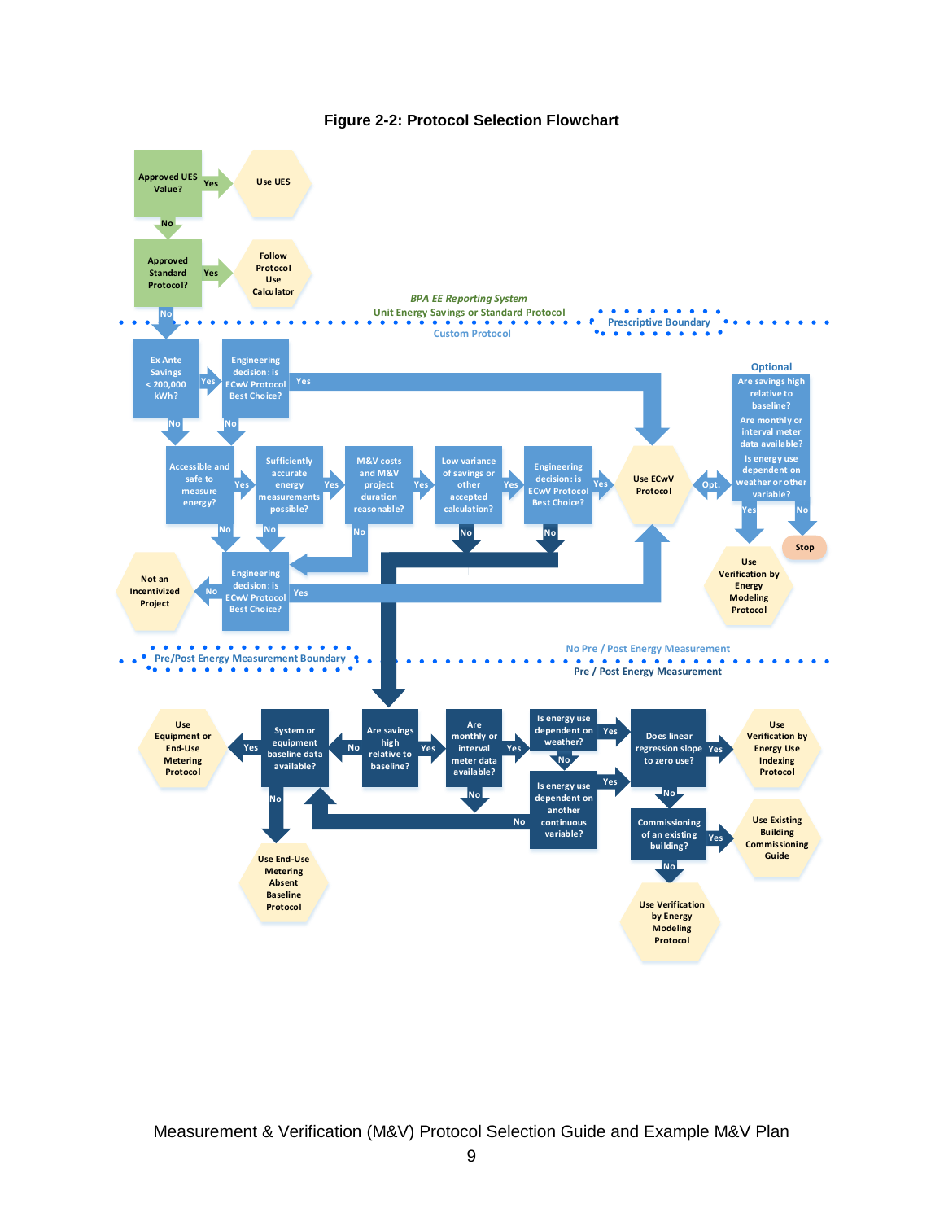**Figure 2-2: Protocol Selection Flowchart**

Approved UES Value? — Yes → Use UES

No ↓

Approved Standard Protocol? — Yes → Follow Protocol Use Calculator

No ↓

*BPA EE Reporting System*

Unit Energy Savings or Standard Protocol

Prescriptive Boundary

Custom Protocol

Ex Ante Savings < 200,000 kWh? — Yes → Engineering decision: is ECwV Protocol Best Choice? — Yes → Use ECwV Protocol

No ↓ (Ex Ante Savings) / No ↓ (Engineering decision)

Accessible and safe to measure energy? — Yes → Sufficiently accurate energy measurements possible? — Yes → M&V costs and M&V project duration reasonable? — Yes → Low variance of savings or other accepted calculation? — Yes → Engineering decision: is ECwV Protocol Best Choice? — Yes → Use ECwV Protocol

Use ECwV Protocol — Opt. → Optional: Are savings high relative to baseline? Are monthly or interval meter data available? Is energy use dependent on weather or other variable? — Yes → Use Verification by Energy Modeling Protocol; No → Stop

No (Accessible and safe / Sufficiently accurate / M&V costs) → Engineering decision: is ECwV Protocol Best Choice? — Yes → Use ECwV Protocol; No → Not an Incentivized Project

No (Low variance / Engineering decision) ↓

Pre/Post Energy Measurement Boundary

No Pre / Post Energy Measurement

Pre / Post Energy Measurement

Are savings high relative to baseline? — Yes → Are monthly or interval meter data available? — Yes → Is energy use dependent on weather? — Yes → Does linear regression slope to zero use? — Yes → Use Verification by Energy Use Indexing Protocol

Are savings high relative to baseline? — No → System or equipment baseline data available? — Yes → Use Equipment or End-Use Metering Protocol; No → Use End-Use Metering Absent Baseline Protocol

Are monthly or interval meter data available? — No ↓

Is energy use dependent on weather? — No → Is energy use dependent on another continuous variable? — Yes → Does linear regression slope to zero use?; No → System or equipment baseline data available?

Does linear regression slope to zero use? — No → Commissioning of an existing building? — Yes → Use Existing Building Commissioning Guide; No → Use Verification by Energy Modeling Protocol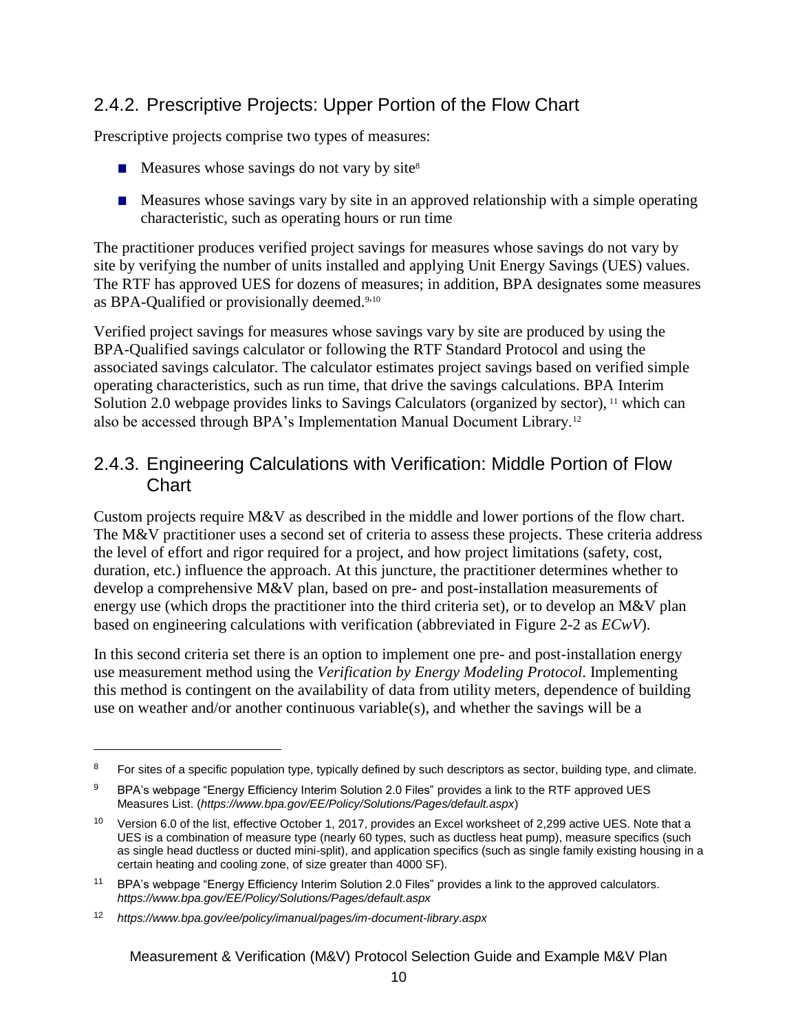## 2.4.2. Prescriptive Projects: Upper Portion of the Flow Chart

Prescriptive projects comprise two types of measures:

- Measures whose savings do not vary by site[8]
- Measures whose savings vary by site in an approved relationship with a simple operating characteristic, such as operating hours or run time

The practitioner produces verified project savings for measures whose savings do not vary by site by verifying the number of units installed and applying Unit Energy Savings (UES) values. The RTF has approved UES for dozens of measures; in addition, BPA designates some measures as BPA-Qualified or provisionally deemed.[9,10]

Verified project savings for measures whose savings vary by site are produced by using the BPA-Qualified savings calculator or following the RTF Standard Protocol and using the associated savings calculator. The calculator estimates project savings based on verified simple operating characteristics, such as run time, that drive the savings calculations. BPA Interim Solution 2.0 webpage provides links to Savings Calculators (organized by sector), [11] which can also be accessed through BPA's Implementation Manual Document Library.[12]

## 2.4.3. Engineering Calculations with Verification: Middle Portion of Flow Chart

Custom projects require M&V as described in the middle and lower portions of the flow chart. The M&V practitioner uses a second set of criteria to assess these projects. These criteria address the level of effort and rigor required for a project, and how project limitations (safety, cost, duration, etc.) influence the approach. At this juncture, the practitioner determines whether to develop a comprehensive M&V plan, based on pre- and post-installation measurements of energy use (which drops the practitioner into the third criteria set), or to develop an M&V plan based on engineering calculations with verification (abbreviated in Figure 2-2 as *ECwV*).

In this second criteria set there is an option to implement one pre- and post-installation energy use measurement method using the *Verification by Energy Modeling Protocol*. Implementing this method is contingent on the availability of data from utility meters, dependence of building use on weather and/or another continuous variable(s), and whether the savings will be a

---

[8] For sites of a specific population type, typically defined by such descriptors as sector, building type, and climate.

[9] BPA's webpage "Energy Efficiency Interim Solution 2.0 Files" provides a link to the RTF approved UES Measures List. (*https://www.bpa.gov/EE/Policy/Solutions/Pages/default.aspx*)

[10] Version 6.0 of the list, effective October 1, 2017, provides an Excel worksheet of 2,299 active UES. Note that a UES is a combination of measure type (nearly 60 types, such as ductless heat pump), measure specifics (such as single head ductless or ducted mini-split), and application specifics (such as single family existing housing in a certain heating and cooling zone, of size greater than 4000 SF).

[11] BPA's webpage "Energy Efficiency Interim Solution 2.0 Files" provides a link to the approved calculators. *https://www.bpa.gov/EE/Policy/Solutions/Pages/default.aspx*

[12] *https://www.bpa.gov/ee/policy/imanual/pages/im-document-library.aspx*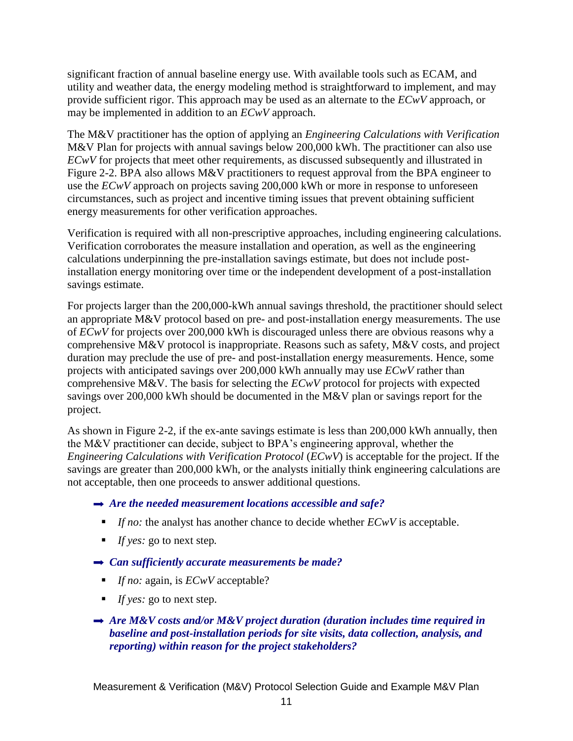significant fraction of annual baseline energy use. With available tools such as ECAM, and utility and weather data, the energy modeling method is straightforward to implement, and may provide sufficient rigor. This approach may be used as an alternate to the *ECwV* approach, or may be implemented in addition to an *ECwV* approach.

The M&V practitioner has the option of applying an *Engineering Calculations with Verification* M&V Plan for projects with annual savings below 200,000 kWh. The practitioner can also use *ECwV* for projects that meet other requirements, as discussed subsequently and illustrated in Figure 2-2. BPA also allows M&V practitioners to request approval from the BPA engineer to use the *ECwV* approach on projects saving 200,000 kWh or more in response to unforeseen circumstances, such as project and incentive timing issues that prevent obtaining sufficient energy measurements for other verification approaches.

Verification is required with all non-prescriptive approaches, including engineering calculations. Verification corroborates the measure installation and operation, as well as the engineering calculations underpinning the pre-installation savings estimate, but does not include post-installation energy monitoring over time or the independent development of a post-installation savings estimate.

For projects larger than the 200,000-kWh annual savings threshold, the practitioner should select an appropriate M&V protocol based on pre- and post-installation energy measurements. The use of *ECwV* for projects over 200,000 kWh is discouraged unless there are obvious reasons why a comprehensive M&V protocol is inappropriate. Reasons such as safety, M&V costs, and project duration may preclude the use of pre- and post-installation energy measurements. Hence, some projects with anticipated savings over 200,000 kWh annually may use *ECwV* rather than comprehensive M&V. The basis for selecting the *ECwV* protocol for projects with expected savings over 200,000 kWh should be documented in the M&V plan or savings report for the project.

As shown in Figure 2-2, if the ex-ante savings estimate is less than 200,000 kWh annually, then the M&V practitioner can decide, subject to BPA's engineering approval, whether the *Engineering Calculations with Verification Protocol* (*ECwV*) is acceptable for the project. If the savings are greater than 200,000 kWh, or the analysts initially think engineering calculations are not acceptable, then one proceeds to answer additional questions.

➡ ***Are the needed measurement locations accessible and safe?***
- *If no:* the analyst has another chance to decide whether *ECwV* is acceptable.
- *If yes:* go to next step.

➡ ***Can sufficiently accurate measurements be made?***
- *If no:* again, is *ECwV* acceptable?
- *If yes:* go to next step.

➡ ***Are M&V costs and/or M&V project duration (duration includes time required in baseline and post-installation periods for site visits, data collection, analysis, and reporting) within reason for the project stakeholders?***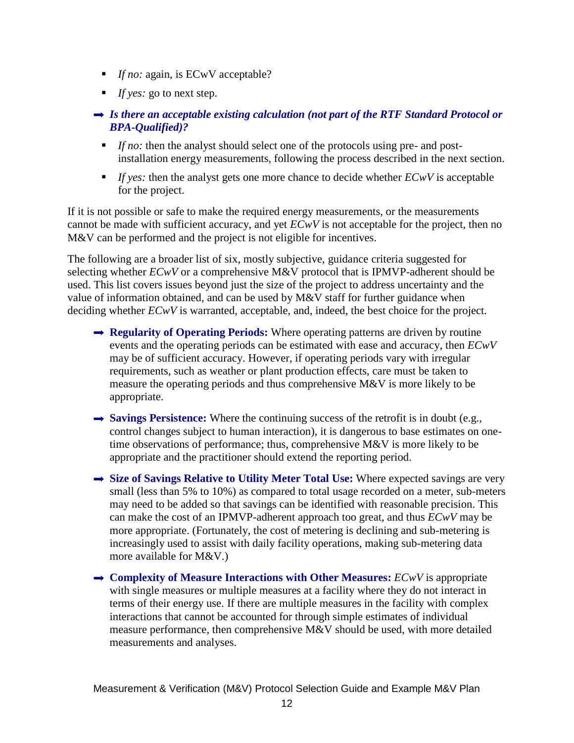- *If no:* again, is ECwV acceptable?
  - *If yes:* go to next step.

➡ ***Is there an acceptable existing calculation (not part of the RTF Standard Protocol or BPA-Qualified)?***

  - *If no:* then the analyst should select one of the protocols using pre- and post-installation energy measurements, following the process described in the next section.
  - *If yes:* then the analyst gets one more chance to decide whether *ECwV* is acceptable for the project.

If it is not possible or safe to make the required energy measurements, or the measurements cannot be made with sufficient accuracy, and yet *ECwV* is not acceptable for the project, then no M&V can be performed and the project is not eligible for incentives.

The following are a broader list of six, mostly subjective, guidance criteria suggested for selecting whether *ECwV* or a comprehensive M&V protocol that is IPMVP-adherent should be used. This list covers issues beyond just the size of the project to address uncertainty and the value of information obtained, and can be used by M&V staff for further guidance when deciding whether *ECwV* is warranted, acceptable, and, indeed, the best choice for the project.

➡ **Regularity of Operating Periods:** Where operating patterns are driven by routine events and the operating periods can be estimated with ease and accuracy, then *ECwV* may be of sufficient accuracy. However, if operating periods vary with irregular requirements, such as weather or plant production effects, care must be taken to measure the operating periods and thus comprehensive M&V is more likely to be appropriate.

➡ **Savings Persistence:** Where the continuing success of the retrofit is in doubt (e.g., control changes subject to human interaction), it is dangerous to base estimates on one-time observations of performance; thus, comprehensive M&V is more likely to be appropriate and the practitioner should extend the reporting period.

➡ **Size of Savings Relative to Utility Meter Total Use:** Where expected savings are very small (less than 5% to 10%) as compared to total usage recorded on a meter, sub-meters may need to be added so that savings can be identified with reasonable precision. This can make the cost of an IPMVP-adherent approach too great, and thus *ECwV* may be more appropriate. (Fortunately, the cost of metering is declining and sub-metering is increasingly used to assist with daily facility operations, making sub-metering data more available for M&V.)

➡ **Complexity of Measure Interactions with Other Measures:** *ECwV* is appropriate with single measures or multiple measures at a facility where they do not interact in terms of their energy use. If there are multiple measures in the facility with complex interactions that cannot be accounted for through simple estimates of individual measure performance, then comprehensive M&V should be used, with more detailed measurements and analyses.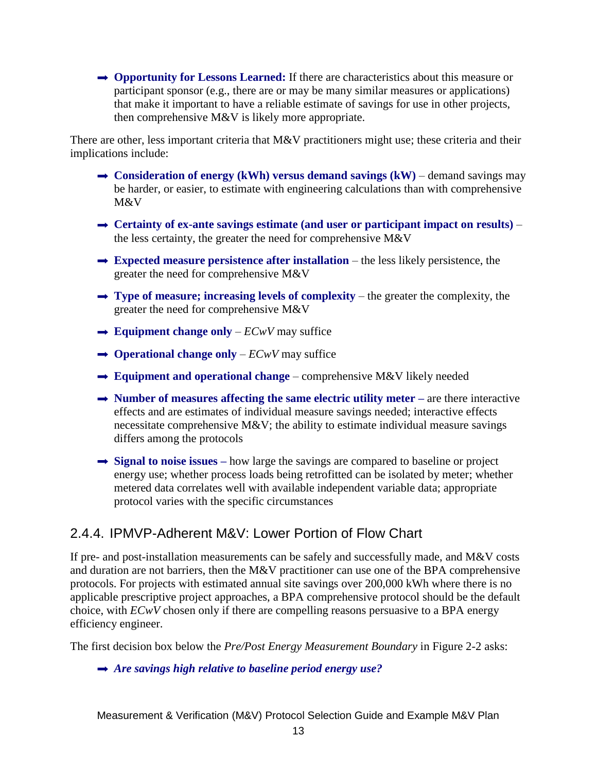- **Opportunity for Lessons Learned:** If there are characteristics about this measure or participant sponsor (e.g., there are or may be many similar measures or applications) that make it important to have a reliable estimate of savings for use in other projects, then comprehensive M&V is likely more appropriate.

There are other, less important criteria that M&V practitioners might use; these criteria and their implications include:

- **Consideration of energy (kWh) versus demand savings (kW)** – demand savings may be harder, or easier, to estimate with engineering calculations than with comprehensive M&V
- **Certainty of ex-ante savings estimate (and user or participant impact on results)** – the less certainty, the greater the need for comprehensive M&V
- **Expected measure persistence after installation** – the less likely persistence, the greater the need for comprehensive M&V
- **Type of measure; increasing levels of complexity** – the greater the complexity, the greater the need for comprehensive M&V
- **Equipment change only** – *ECwV* may suffice
- **Operational change only** – *ECwV* may suffice
- **Equipment and operational change** – comprehensive M&V likely needed
- **Number of measures affecting the same electric utility meter –** are there interactive effects and are estimates of individual measure savings needed; interactive effects necessitate comprehensive M&V; the ability to estimate individual measure savings differs among the protocols
- **Signal to noise issues –** how large the savings are compared to baseline or project energy use; whether process loads being retrofitted can be isolated by meter; whether metered data correlates well with available independent variable data; appropriate protocol varies with the specific circumstances

### 2.4.4. IPMVP-Adherent M&V: Lower Portion of Flow Chart

If pre- and post-installation measurements can be safely and successfully made, and M&V costs and duration are not barriers, then the M&V practitioner can use one of the BPA comprehensive protocols. For projects with estimated annual site savings over 200,000 kWh where there is no applicable prescriptive project approaches, a BPA comprehensive protocol should be the default choice, with *ECwV* chosen only if there are compelling reasons persuasive to a BPA energy efficiency engineer.

The first decision box below the *Pre/Post Energy Measurement Boundary* in Figure 2-2 asks:

- ***Are savings high relative to baseline period energy use?***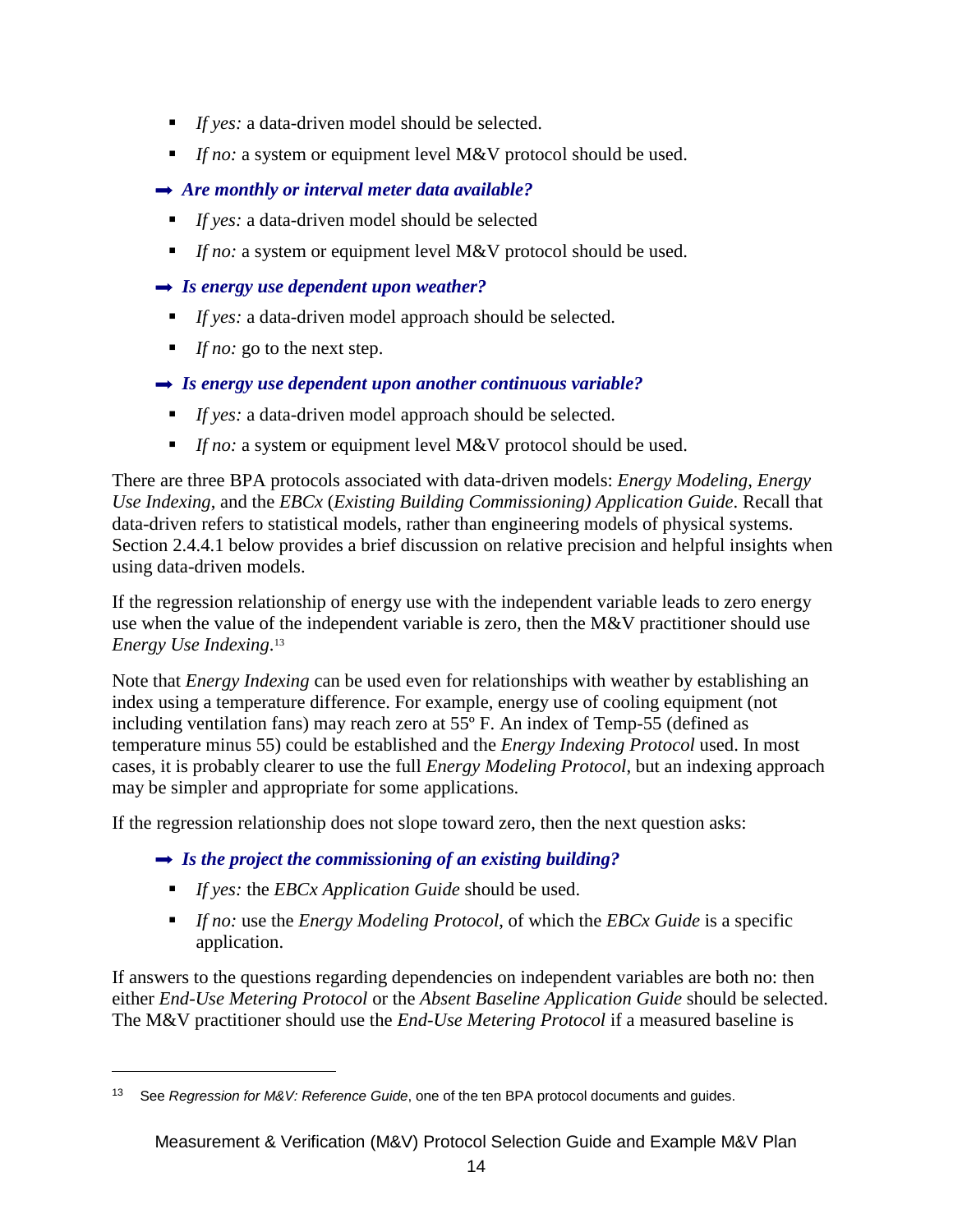- *If yes:* a data-driven model should be selected.
- *If no:* a system or equipment level M&V protocol should be used.

➡ ***Are monthly or interval meter data available?***

- *If yes:* a data-driven model should be selected
- *If no:* a system or equipment level M&V protocol should be used.

➡ ***Is energy use dependent upon weather?***

- *If yes:* a data-driven model approach should be selected.
- *If no:* go to the next step.

➡ ***Is energy use dependent upon another continuous variable?***

- *If yes:* a data-driven model approach should be selected.
- *If no:* a system or equipment level M&V protocol should be used.

There are three BPA protocols associated with data-driven models: *Energy Modeling*, *Energy Use Indexing*, and the *EBCx* (*Existing Building Commissioning) Application Guide*. Recall that data-driven refers to statistical models, rather than engineering models of physical systems. Section 2.4.4.1 below provides a brief discussion on relative precision and helpful insights when using data-driven models.

If the regression relationship of energy use with the independent variable leads to zero energy use when the value of the independent variable is zero, then the M&V practitioner should use *Energy Use Indexing*.[13]

Note that *Energy Indexing* can be used even for relationships with weather by establishing an index using a temperature difference. For example, energy use of cooling equipment (not including ventilation fans) may reach zero at 55º F. An index of Temp-55 (defined as temperature minus 55) could be established and the *Energy Indexing Protocol* used. In most cases, it is probably clearer to use the full *Energy Modeling Protocol*, but an indexing approach may be simpler and appropriate for some applications.

If the regression relationship does not slope toward zero, then the next question asks:

➡ ***Is the project the commissioning of an existing building?***

- *If yes:* the *EBCx Application Guide* should be used.
- *If no:* use the *Energy Modeling Protocol*, of which the *EBCx Guide* is a specific application.

If answers to the questions regarding dependencies on independent variables are both no: then either *End-Use Metering Protocol* or the *Absent Baseline Application Guide* should be selected. The M&V practitioner should use the *End-Use Metering Protocol* if a measured baseline is

---

[13] See *Regression for M&V: Reference Guide*, one of the ten BPA protocol documents and guides.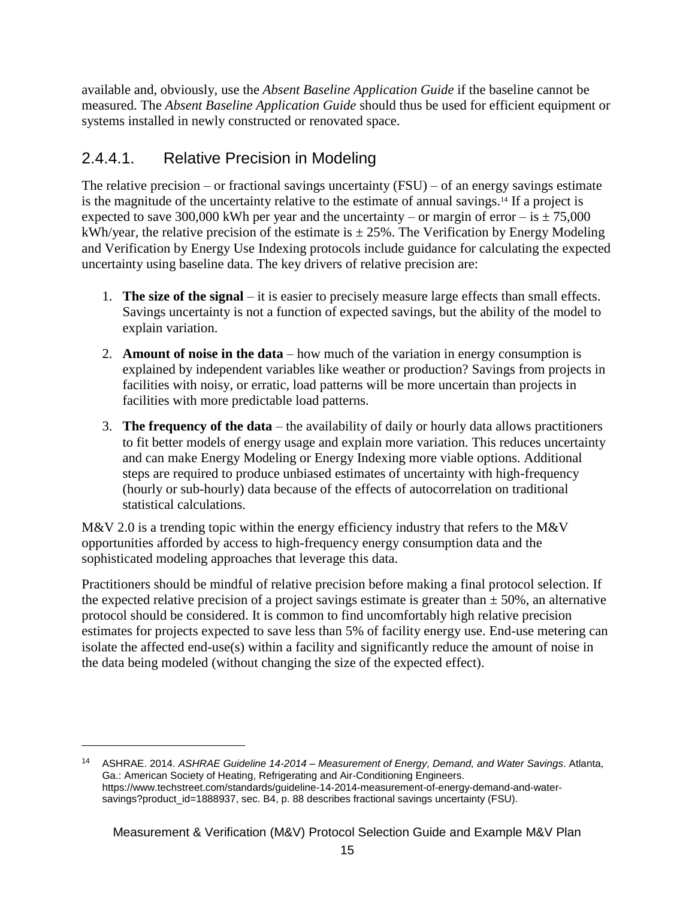available and, obviously, use the *Absent Baseline Application Guide* if the baseline cannot be measured. The *Absent Baseline Application Guide* should thus be used for efficient equipment or systems installed in newly constructed or renovated space.

#### 2.4.4.1. Relative Precision in Modeling

The relative precision – or fractional savings uncertainty (FSU) – of an energy savings estimate is the magnitude of the uncertainty relative to the estimate of annual savings.[14] If a project is expected to save 300,000 kWh per year and the uncertainty – or margin of error – is ± 75,000 kWh/year, the relative precision of the estimate is ± 25%. The Verification by Energy Modeling and Verification by Energy Use Indexing protocols include guidance for calculating the expected uncertainty using baseline data. The key drivers of relative precision are:

1. **The size of the signal** – it is easier to precisely measure large effects than small effects. Savings uncertainty is not a function of expected savings, but the ability of the model to explain variation.
2. **Amount of noise in the data** – how much of the variation in energy consumption is explained by independent variables like weather or production? Savings from projects in facilities with noisy, or erratic, load patterns will be more uncertain than projects in facilities with more predictable load patterns.
3. **The frequency of the data** – the availability of daily or hourly data allows practitioners to fit better models of energy usage and explain more variation. This reduces uncertainty and can make Energy Modeling or Energy Indexing more viable options. Additional steps are required to produce unbiased estimates of uncertainty with high-frequency (hourly or sub-hourly) data because of the effects of autocorrelation on traditional statistical calculations.

M&V 2.0 is a trending topic within the energy efficiency industry that refers to the M&V opportunities afforded by access to high-frequency energy consumption data and the sophisticated modeling approaches that leverage this data.

Practitioners should be mindful of relative precision before making a final protocol selection. If the expected relative precision of a project savings estimate is greater than ± 50%, an alternative protocol should be considered. It is common to find uncomfortably high relative precision estimates for projects expected to save less than 5% of facility energy use. End-use metering can isolate the affected end-use(s) within a facility and significantly reduce the amount of noise in the data being modeled (without changing the size of the expected effect).

---

[14] ASHRAE. 2014. *ASHRAE Guideline 14-2014 – Measurement of Energy, Demand, and Water Savings*. Atlanta, Ga.: American Society of Heating, Refrigerating and Air-Conditioning Engineers. https://www.techstreet.com/standards/guideline-14-2014-measurement-of-energy-demand-and-water-savings?product_id=1888937, sec. B4, p. 88 describes fractional savings uncertainty (FSU).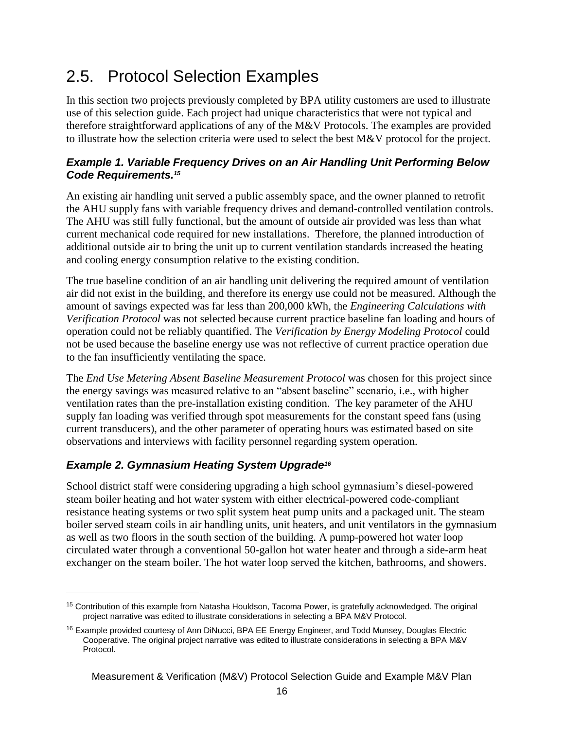## 2.5. Protocol Selection Examples

In this section two projects previously completed by BPA utility customers are used to illustrate use of this selection guide. Each project had unique characteristics that were not typical and therefore straightforward applications of any of the M&V Protocols. The examples are provided to illustrate how the selection criteria were used to select the best M&V protocol for the project.

### *Example 1. Variable Frequency Drives on an Air Handling Unit Performing Below Code Requirements.*[15]

An existing air handling unit served a public assembly space, and the owner planned to retrofit the AHU supply fans with variable frequency drives and demand-controlled ventilation controls. The AHU was still fully functional, but the amount of outside air provided was less than what current mechanical code required for new installations. Therefore, the planned introduction of additional outside air to bring the unit up to current ventilation standards increased the heating and cooling energy consumption relative to the existing condition.

The true baseline condition of an air handling unit delivering the required amount of ventilation air did not exist in the building, and therefore its energy use could not be measured. Although the amount of savings expected was far less than 200,000 kWh, the *Engineering Calculations with Verification Protocol* was not selected because current practice baseline fan loading and hours of operation could not be reliably quantified. The *Verification by Energy Modeling Protocol* could not be used because the baseline energy use was not reflective of current practice operation due to the fan insufficiently ventilating the space.

The *End Use Metering Absent Baseline Measurement Protocol* was chosen for this project since the energy savings was measured relative to an "absent baseline" scenario, i.e., with higher ventilation rates than the pre-installation existing condition. The key parameter of the AHU supply fan loading was verified through spot measurements for the constant speed fans (using current transducers), and the other parameter of operating hours was estimated based on site observations and interviews with facility personnel regarding system operation.

### *Example 2. Gymnasium Heating System Upgrade*[16]

School district staff were considering upgrading a high school gymnasium's diesel-powered steam boiler heating and hot water system with either electrical-powered code-compliant resistance heating systems or two split system heat pump units and a packaged unit. The steam boiler served steam coils in air handling units, unit heaters, and unit ventilators in the gymnasium as well as two floors in the south section of the building. A pump-powered hot water loop circulated water through a conventional 50-gallon hot water heater and through a side-arm heat exchanger on the steam boiler. The hot water loop served the kitchen, bathrooms, and showers.

---

[15] Contribution of this example from Natasha Houldson, Tacoma Power, is gratefully acknowledged. The original project narrative was edited to illustrate considerations in selecting a BPA M&V Protocol.

[16] Example provided courtesy of Ann DiNucci, BPA EE Energy Engineer, and Todd Munsey, Douglas Electric Cooperative. The original project narrative was edited to illustrate considerations in selecting a BPA M&V Protocol.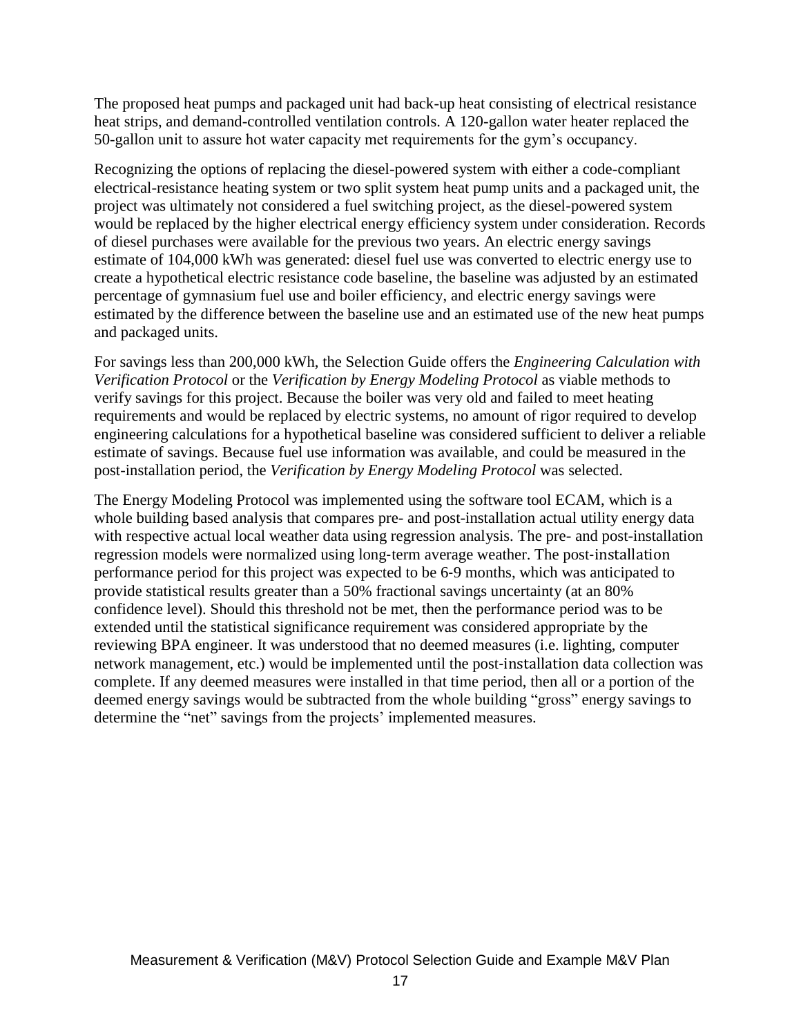The proposed heat pumps and packaged unit had back-up heat consisting of electrical resistance heat strips, and demand-controlled ventilation controls. A 120-gallon water heater replaced the 50-gallon unit to assure hot water capacity met requirements for the gym's occupancy.

Recognizing the options of replacing the diesel-powered system with either a code-compliant electrical-resistance heating system or two split system heat pump units and a packaged unit, the project was ultimately not considered a fuel switching project, as the diesel-powered system would be replaced by the higher electrical energy efficiency system under consideration. Records of diesel purchases were available for the previous two years. An electric energy savings estimate of 104,000 kWh was generated: diesel fuel use was converted to electric energy use to create a hypothetical electric resistance code baseline, the baseline was adjusted by an estimated percentage of gymnasium fuel use and boiler efficiency, and electric energy savings were estimated by the difference between the baseline use and an estimated use of the new heat pumps and packaged units.

For savings less than 200,000 kWh, the Selection Guide offers the *Engineering Calculation with Verification Protocol* or the *Verification by Energy Modeling Protocol* as viable methods to verify savings for this project. Because the boiler was very old and failed to meet heating requirements and would be replaced by electric systems, no amount of rigor required to develop engineering calculations for a hypothetical baseline was considered sufficient to deliver a reliable estimate of savings. Because fuel use information was available, and could be measured in the post-installation period, the *Verification by Energy Modeling Protocol* was selected.

The Energy Modeling Protocol was implemented using the software tool ECAM, which is a whole building based analysis that compares pre- and post-installation actual utility energy data with respective actual local weather data using regression analysis. The pre- and post-installation regression models were normalized using long-term average weather. The post-installation performance period for this project was expected to be 6-9 months, which was anticipated to provide statistical results greater than a 50% fractional savings uncertainty (at an 80% confidence level). Should this threshold not be met, then the performance period was to be extended until the statistical significance requirement was considered appropriate by the reviewing BPA engineer. It was understood that no deemed measures (i.e. lighting, computer network management, etc.) would be implemented until the post-installation data collection was complete. If any deemed measures were installed in that time period, then all or a portion of the deemed energy savings would be subtracted from the whole building "gross" energy savings to determine the "net" savings from the projects' implemented measures.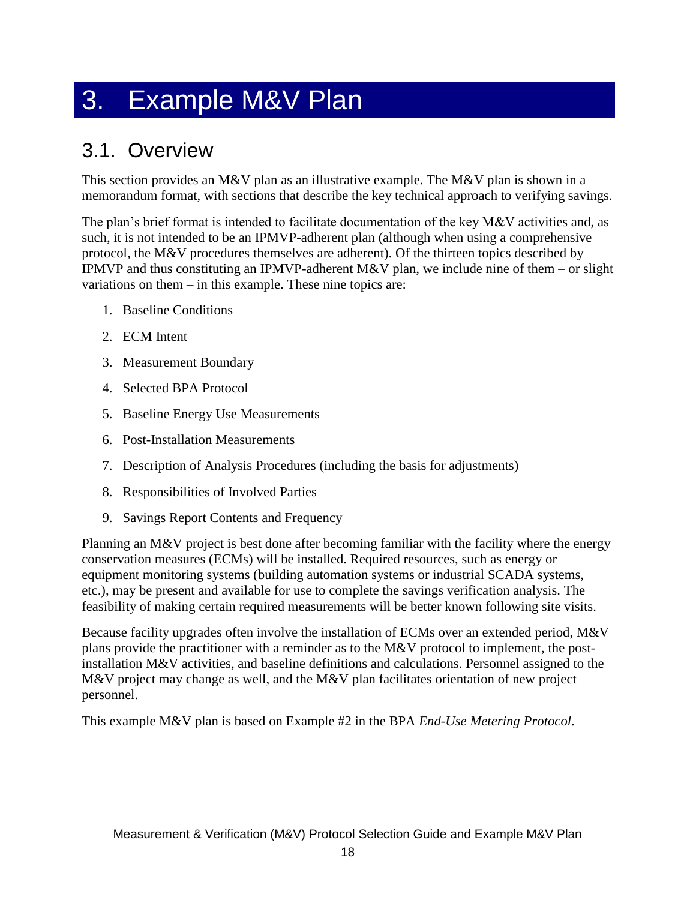# 3. Example M&V Plan

## 3.1. Overview

This section provides an M&V plan as an illustrative example. The M&V plan is shown in a memorandum format, with sections that describe the key technical approach to verifying savings.

The plan's brief format is intended to facilitate documentation of the key M&V activities and, as such, it is not intended to be an IPMVP-adherent plan (although when using a comprehensive protocol, the M&V procedures themselves are adherent). Of the thirteen topics described by IPMVP and thus constituting an IPMVP-adherent M&V plan, we include nine of them – or slight variations on them – in this example. These nine topics are:

1. Baseline Conditions
2. ECM Intent
3. Measurement Boundary
4. Selected BPA Protocol
5. Baseline Energy Use Measurements
6. Post-Installation Measurements
7. Description of Analysis Procedures (including the basis for adjustments)
8. Responsibilities of Involved Parties
9. Savings Report Contents and Frequency

Planning an M&V project is best done after becoming familiar with the facility where the energy conservation measures (ECMs) will be installed. Required resources, such as energy or equipment monitoring systems (building automation systems or industrial SCADA systems, etc.), may be present and available for use to complete the savings verification analysis. The feasibility of making certain required measurements will be better known following site visits.

Because facility upgrades often involve the installation of ECMs over an extended period, M&V plans provide the practitioner with a reminder as to the M&V protocol to implement, the post-installation M&V activities, and baseline definitions and calculations. Personnel assigned to the M&V project may change as well, and the M&V plan facilitates orientation of new project personnel.

This example M&V plan is based on Example #2 in the BPA *End-Use Metering Protocol*.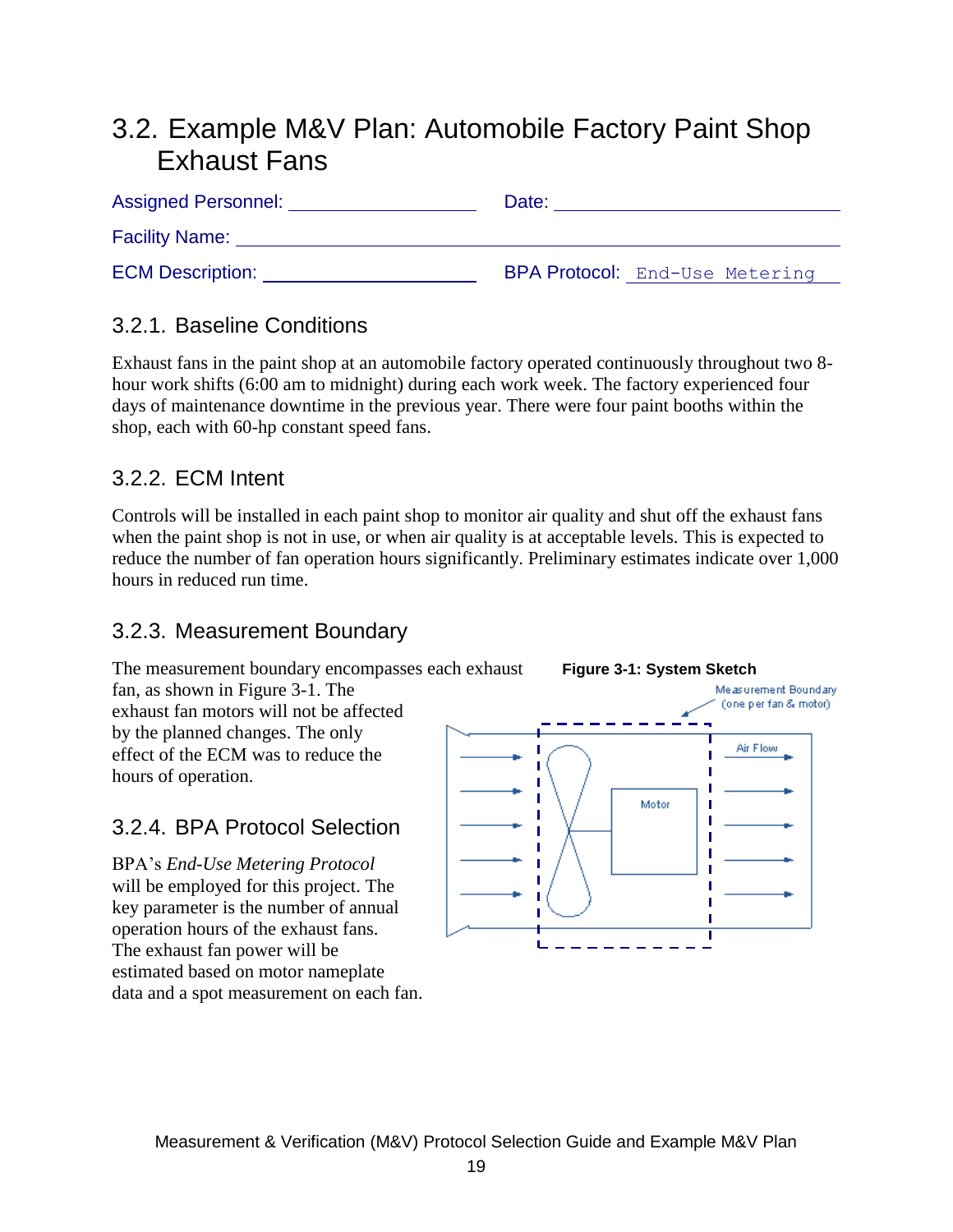## 3.2. Example M&V Plan: Automobile Factory Paint Shop Exhaust Fans

Assigned Personnel: ____________________ Date: ____________________

Facility Name: ________________________________________________

ECM Description: ____________________ BPA Protocol: End-Use Metering

### 3.2.1. Baseline Conditions

Exhaust fans in the paint shop at an automobile factory operated continuously throughout two 8-hour work shifts (6:00 am to midnight) during each work week. The factory experienced four days of maintenance downtime in the previous year. There were four paint booths within the shop, each with 60-hp constant speed fans.

### 3.2.2. ECM Intent

Controls will be installed in each paint shop to monitor air quality and shut off the exhaust fans when the paint shop is not in use, or when air quality is at acceptable levels. This is expected to reduce the number of fan operation hours significantly. Preliminary estimates indicate over 1,000 hours in reduced run time.

### 3.2.3. Measurement Boundary

The measurement boundary encompasses each exhaust fan, as shown in Figure 3-1. The exhaust fan motors will not be affected by the planned changes. The only effect of the ECM was to reduce the hours of operation.

**Figure 3-1: System Sketch**

Measurement Boundary (one per fan & motor)

Air Flow

Motor

### 3.2.4. BPA Protocol Selection

BPA's *End-Use Metering Protocol* will be employed for this project. The key parameter is the number of annual operation hours of the exhaust fans. The exhaust fan power will be estimated based on motor nameplate data and a spot measurement on each fan.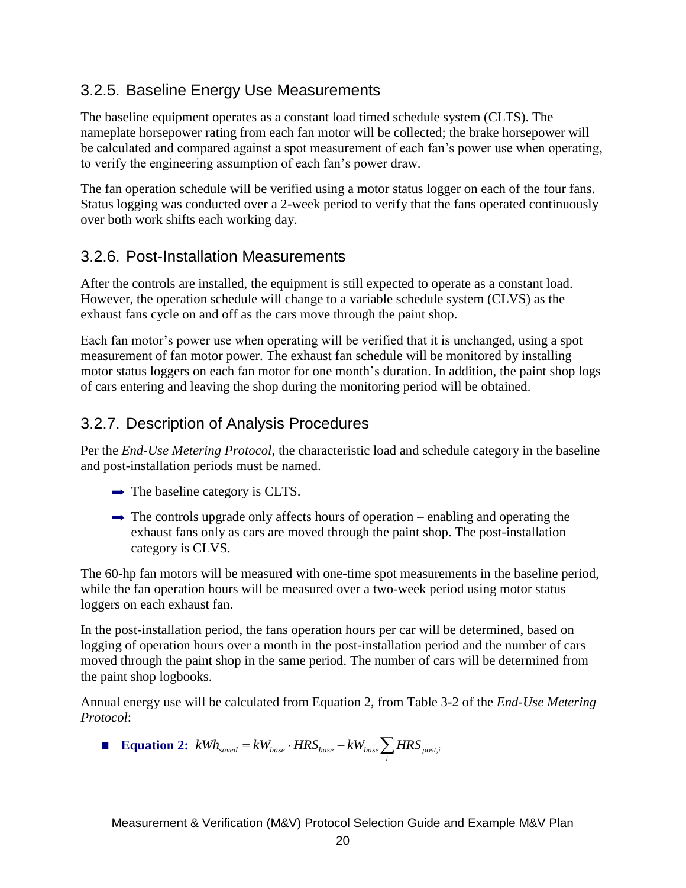### 3.2.5. Baseline Energy Use Measurements

The baseline equipment operates as a constant load timed schedule system (CLTS). The nameplate horsepower rating from each fan motor will be collected; the brake horsepower will be calculated and compared against a spot measurement of each fan's power use when operating, to verify the engineering assumption of each fan's power draw.

The fan operation schedule will be verified using a motor status logger on each of the four fans. Status logging was conducted over a 2-week period to verify that the fans operated continuously over both work shifts each working day.

### 3.2.6. Post-Installation Measurements

After the controls are installed, the equipment is still expected to operate as a constant load. However, the operation schedule will change to a variable schedule system (CLVS) as the exhaust fans cycle on and off as the cars move through the paint shop.

Each fan motor's power use when operating will be verified that it is unchanged, using a spot measurement of fan motor power. The exhaust fan schedule will be monitored by installing motor status loggers on each fan motor for one month's duration. In addition, the paint shop logs of cars entering and leaving the shop during the monitoring period will be obtained.

### 3.2.7. Description of Analysis Procedures

Per the *End-Use Metering Protocol*, the characteristic load and schedule category in the baseline and post-installation periods must be named.

- The baseline category is CLTS.
- The controls upgrade only affects hours of operation – enabling and operating the exhaust fans only as cars are moved through the paint shop. The post-installation category is CLVS.

The 60-hp fan motors will be measured with one-time spot measurements in the baseline period, while the fan operation hours will be measured over a two-week period using motor status loggers on each exhaust fan.

In the post-installation period, the fans operation hours per car will be determined, based on logging of operation hours over a month in the post-installation period and the number of cars moved through the paint shop in the same period. The number of cars will be determined from the paint shop logbooks.

Annual energy use will be calculated from Equation 2, from Table 3-2 of the *End-Use Metering Protocol*:

- **Equation 2:** $kWh_{saved} = kW_{base} \cdot HRS_{base} - kW_{base} \sum_{i} HRS_{post,i}$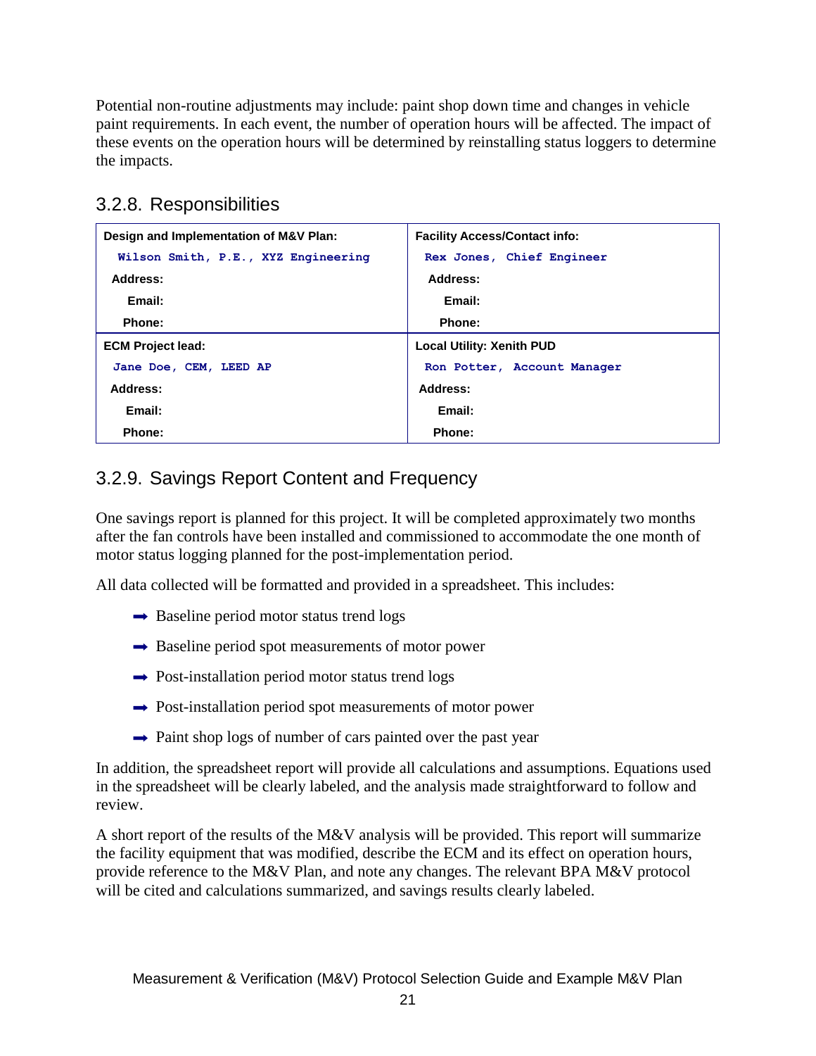Potential non-routine adjustments may include: paint shop down time and changes in vehicle paint requirements. In each event, the number of operation hours will be affected. The impact of these events on the operation hours will be determined by reinstalling status loggers to determine the impacts.

### 3.2.8. Responsibilities

| **Design and Implementation of M&V Plan:** | **Facility Access/Contact info:** |
|---|---|
| Wilson Smith, P.E., XYZ Engineering | Rex Jones, Chief Engineer |
| **Address:** | **Address:** |
| **Email:** | **Email:** |
| **Phone:** | **Phone:** |
| **ECM Project lead:** | **Local Utility: Xenith PUD** |
| Jane Doe, CEM, LEED AP | Ron Potter, Account Manager |
| **Address:** | **Address:** |
| **Email:** | **Email:** |
| **Phone:** | **Phone:** |

### 3.2.9. Savings Report Content and Frequency

One savings report is planned for this project. It will be completed approximately two months after the fan controls have been installed and commissioned to accommodate the one month of motor status logging planned for the post-implementation period.

All data collected will be formatted and provided in a spreadsheet. This includes:

- Baseline period motor status trend logs
- Baseline period spot measurements of motor power
- Post-installation period motor status trend logs
- Post-installation period spot measurements of motor power
- Paint shop logs of number of cars painted over the past year

In addition, the spreadsheet report will provide all calculations and assumptions. Equations used in the spreadsheet will be clearly labeled, and the analysis made straightforward to follow and review.

A short report of the results of the M&V analysis will be provided. This report will summarize the facility equipment that was modified, describe the ECM and its effect on operation hours, provide reference to the M&V Plan, and note any changes. The relevant BPA M&V protocol will be cited and calculations summarized, and savings results clearly labeled.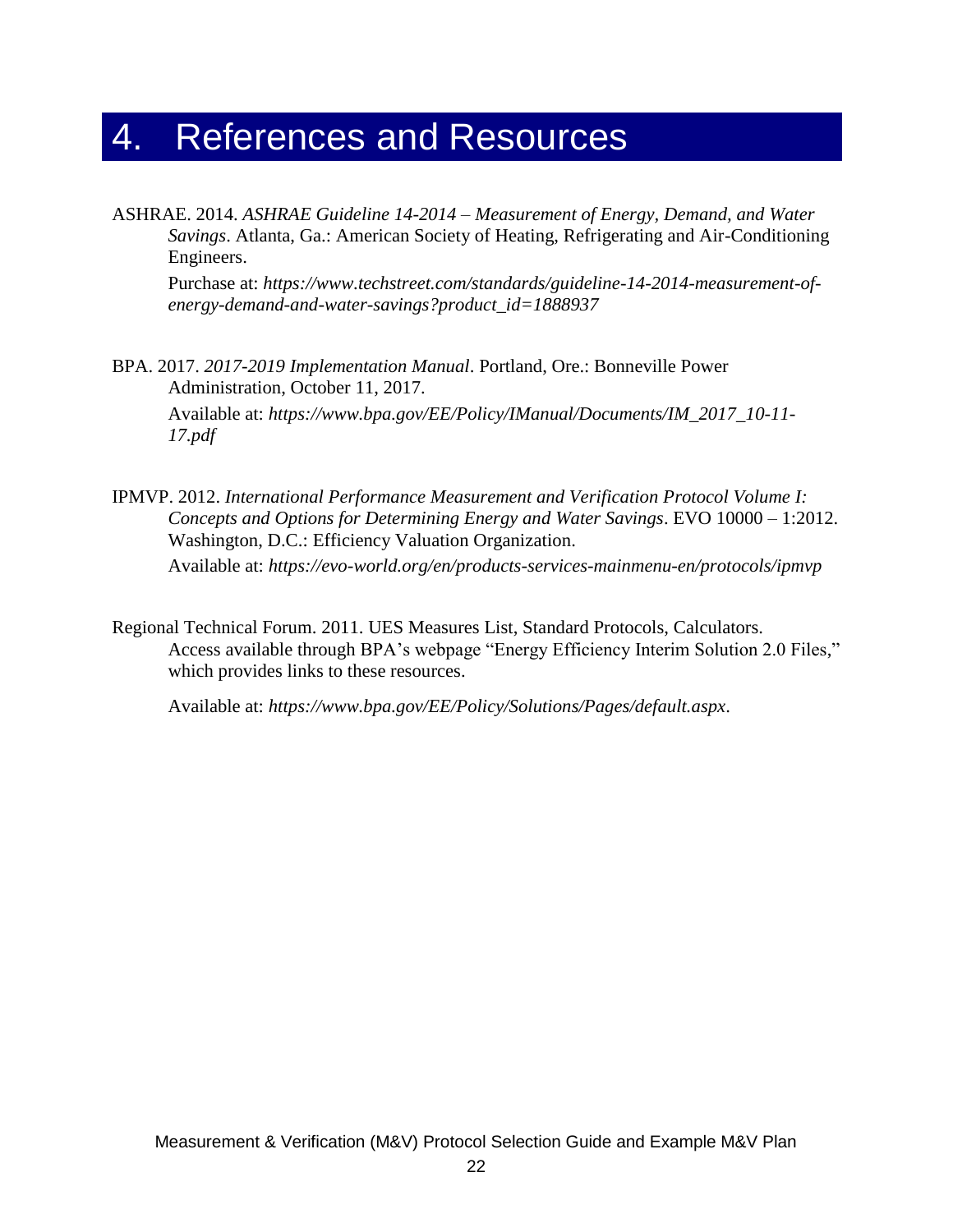# 4. References and Resources

ASHRAE. 2014. *ASHRAE Guideline 14-2014 – Measurement of Energy, Demand, and Water Savings*. Atlanta, Ga.: American Society of Heating, Refrigerating and Air-Conditioning Engineers.

Purchase at: *https://www.techstreet.com/standards/guideline-14-2014-measurement-of-energy-demand-and-water-savings?product_id=1888937*

BPA. 2017. *2017-2019 Implementation Manual*. Portland, Ore.: Bonneville Power Administration, October 11, 2017.

Available at: *https://www.bpa.gov/EE/Policy/IManual/Documents/IM_2017_10-11-17.pdf*

IPMVP. 2012. *International Performance Measurement and Verification Protocol Volume I: Concepts and Options for Determining Energy and Water Savings*. EVO 10000 – 1:2012. Washington, D.C.: Efficiency Valuation Organization.

Available at: *https://evo-world.org/en/products-services-mainmenu-en/protocols/ipmvp*

Regional Technical Forum. 2011. UES Measures List, Standard Protocols, Calculators. Access available through BPA's webpage "Energy Efficiency Interim Solution 2.0 Files," which provides links to these resources.

Available at: *https://www.bpa.gov/EE/Policy/Solutions/Pages/default.aspx*.